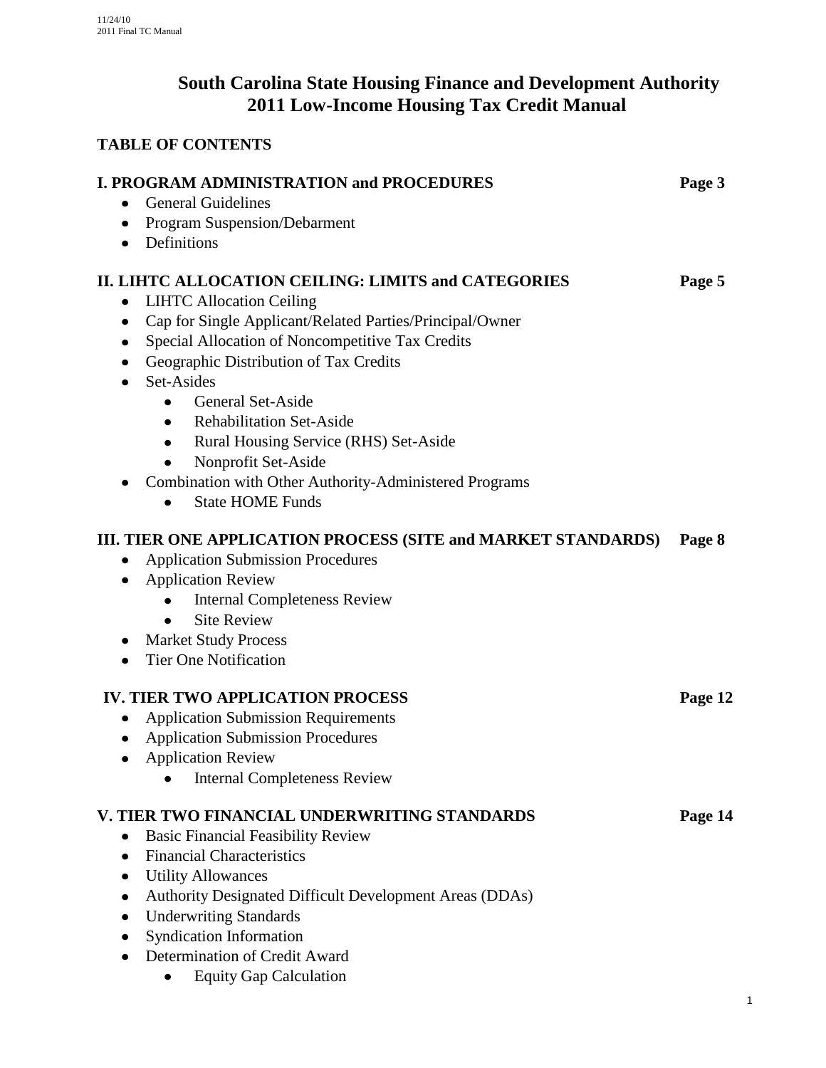# South Carolina State Housing Finance and Development Authority
# 2011 Low-Income Housing Tax Credit Manual

## TABLE OF CONTENTS

**I. PROGRAM ADMINISTRATION and PROCEDURES** — **Page 3**

- General Guidelines
- Program Suspension/Debarment
- Definitions

**II. LIHTC ALLOCATION CEILING: LIMITS and CATEGORIES** — **Page 5**

- LIHTC Allocation Ceiling
- Cap for Single Applicant/Related Parties/Principal/Owner
- Special Allocation of Noncompetitive Tax Credits
- Geographic Distribution of Tax Credits
- Set-Asides
    - General Set-Aside
    - Rehabilitation Set-Aside
    - Rural Housing Service (RHS) Set-Aside
    - Nonprofit Set-Aside
- Combination with Other Authority-Administered Programs
    - State HOME Funds

**III. TIER ONE APPLICATION PROCESS (SITE and MARKET STANDARDS)** — **Page 8**

- Application Submission Procedures
- Application Review
    - Internal Completeness Review
    - Site Review
- Market Study Process
- Tier One Notification

**IV. TIER TWO APPLICATION PROCESS** — **Page 12**

- Application Submission Requirements
- Application Submission Procedures
- Application Review
    - Internal Completeness Review

**V. TIER TWO FINANCIAL UNDERWRITING STANDARDS** — **Page 14**

- Basic Financial Feasibility Review
- Financial Characteristics
- Utility Allowances
- Authority Designated Difficult Development Areas (DDAs)
- Underwriting Standards
- Syndication Information
- Determination of Credit Award
    - Equity Gap Calculation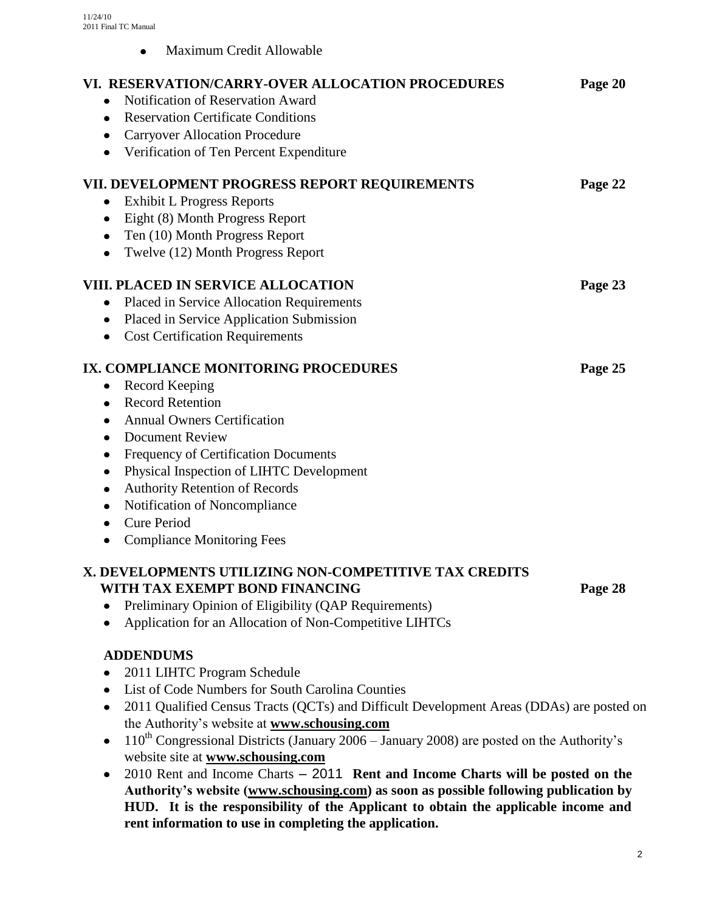- Maximum Credit Allowable

**VI. RESERVATION/CARRY-OVER ALLOCATION PROCEDURES** **Page 20**
- Notification of Reservation Award
- Reservation Certificate Conditions
- Carryover Allocation Procedure
- Verification of Ten Percent Expenditure

**VII. DEVELOPMENT PROGRESS REPORT REQUIREMENTS** **Page 22**
- Exhibit L Progress Reports
- Eight (8) Month Progress Report
- Ten (10) Month Progress Report
- Twelve (12) Month Progress Report

**VIII. PLACED IN SERVICE ALLOCATION** **Page 23**
- Placed in Service Allocation Requirements
- Placed in Service Application Submission
- Cost Certification Requirements

**IX. COMPLIANCE MONITORING PROCEDURES** **Page 25**
- Record Keeping
- Record Retention
- Annual Owners Certification
- Document Review
- Frequency of Certification Documents
- Physical Inspection of LIHTC Development
- Authority Retention of Records
- Notification of Noncompliance
- Cure Period
- Compliance Monitoring Fees

**X. DEVELOPMENTS UTILIZING NON-COMPETITIVE TAX CREDITS WITH TAX EXEMPT BOND FINANCING** **Page 28**
- Preliminary Opinion of Eligibility (QAP Requirements)
- Application for an Allocation of Non-Competitive LIHTCs

**ADDENDUMS**
- 2011 LIHTC Program Schedule
- List of Code Numbers for South Carolina Counties
- 2011 Qualified Census Tracts (QCTs) and Difficult Development Areas (DDAs) are posted on the Authority's website at **www.schousing.com**
- 110th Congressional Districts (January 2006 – January 2008) are posted on the Authority's website site at **www.schousing.com**
- 2010 Rent and Income Charts – 2011 **Rent and Income Charts will be posted on the Authority's website (www.schousing.com) as soon as possible following publication by HUD. It is the responsibility of the Applicant to obtain the applicable income and rent information to use in completing the application.**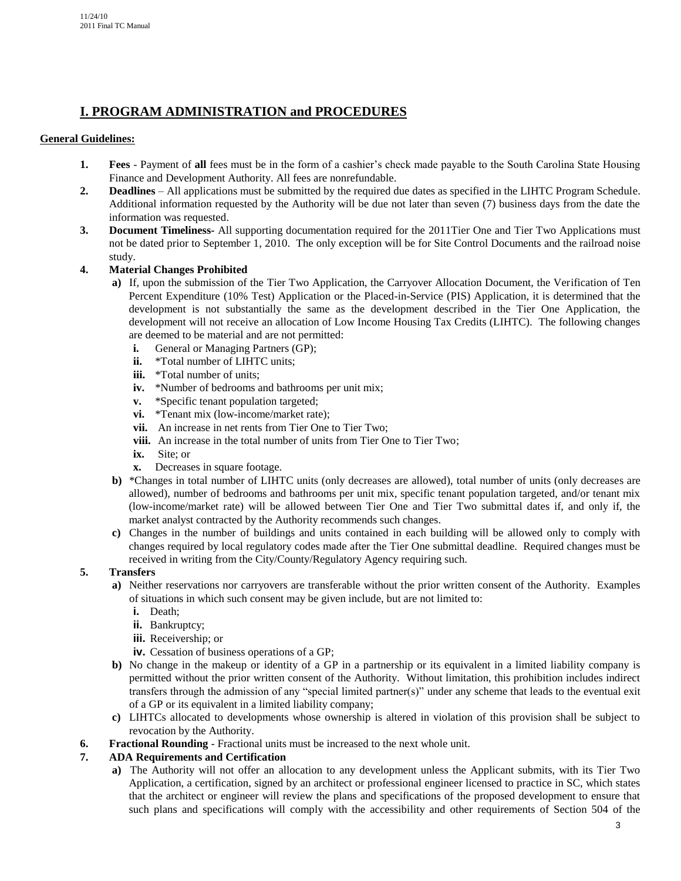# I. PROGRAM ADMINISTRATION and PROCEDURES

**General Guidelines:**

1. **Fees** - Payment of **all** fees must be in the form of a cashier's check made payable to the South Carolina State Housing Finance and Development Authority. All fees are nonrefundable.
2. **Deadlines** – All applications must be submitted by the required due dates as specified in the LIHTC Program Schedule. Additional information requested by the Authority will be due not later than seven (7) business days from the date the information was requested.
3. **Document Timeliness-** All supporting documentation required for the 2011Tier One and Tier Two Applications must not be dated prior to September 1, 2010. The only exception will be for Site Control Documents and the railroad noise study.
4. **Material Changes Prohibited**
   - **a)** If, upon the submission of the Tier Two Application, the Carryover Allocation Document, the Verification of Ten Percent Expenditure (10% Test) Application or the Placed-in-Service (PIS) Application, it is determined that the development is not substantially the same as the development described in the Tier One Application, the development will not receive an allocation of Low Income Housing Tax Credits (LIHTC). The following changes are deemed to be material and are not permitted:
     - **i.** General or Managing Partners (GP);
     - **ii.** *Total number of LIHTC units;
     - **iii.** *Total number of units;
     - **iv.** *Number of bedrooms and bathrooms per unit mix;
     - **v.** *Specific tenant population targeted;
     - **vi.** *Tenant mix (low-income/market rate);
     - **vii.** An increase in net rents from Tier One to Tier Two;
     - **viii.** An increase in the total number of units from Tier One to Tier Two;
     - **ix.** Site; or
     - **x.** Decreases in square footage.
   - **b)** *Changes in total number of LIHTC units (only decreases are allowed), total number of units (only decreases are allowed), number of bedrooms and bathrooms per unit mix, specific tenant population targeted, and/or tenant mix (low-income/market rate) will be allowed between Tier One and Tier Two submittal dates if, and only if, the market analyst contracted by the Authority recommends such changes.
   - **c)** Changes in the number of buildings and units contained in each building will be allowed only to comply with changes required by local regulatory codes made after the Tier One submittal deadline. Required changes must be received in writing from the City/County/Regulatory Agency requiring such.
5. **Transfers**
   - **a)** Neither reservations nor carryovers are transferable without the prior written consent of the Authority. Examples of situations in which such consent may be given include, but are not limited to:
     - **i.** Death;
     - **ii.** Bankruptcy;
     - **iii.** Receivership; or
     - **iv.** Cessation of business operations of a GP;
   - **b)** No change in the makeup or identity of a GP in a partnership or its equivalent in a limited liability company is permitted without the prior written consent of the Authority. Without limitation, this prohibition includes indirect transfers through the admission of any "special limited partner(s)" under any scheme that leads to the eventual exit of a GP or its equivalent in a limited liability company;
   - **c)** LIHTCs allocated to developments whose ownership is altered in violation of this provision shall be subject to revocation by the Authority.
6. **Fractional Rounding** - Fractional units must be increased to the next whole unit.
7. **ADA Requirements and Certification**
   - **a)** The Authority will not offer an allocation to any development unless the Applicant submits, with its Tier Two Application, a certification, signed by an architect or professional engineer licensed to practice in SC, which states that the architect or engineer will review the plans and specifications of the proposed development to ensure that such plans and specifications will comply with the accessibility and other requirements of Section 504 of the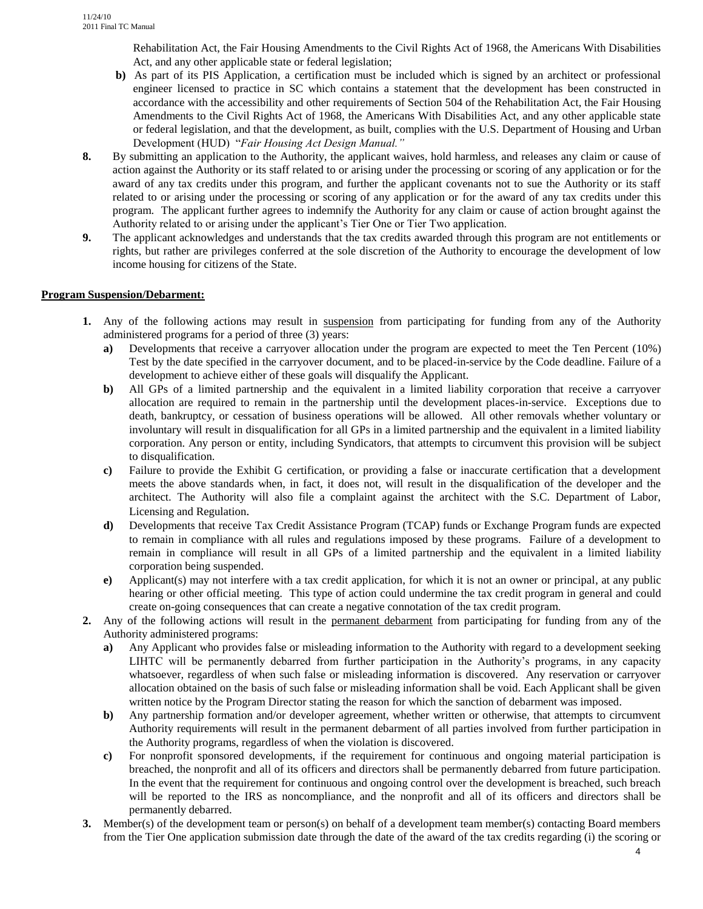Rehabilitation Act, the Fair Housing Amendments to the Civil Rights Act of 1968, the Americans With Disabilities Act, and any other applicable state or federal legislation;

**b)** As part of its PIS Application, a certification must be included which is signed by an architect or professional engineer licensed to practice in SC which contains a statement that the development has been constructed in accordance with the accessibility and other requirements of Section 504 of the Rehabilitation Act, the Fair Housing Amendments to the Civil Rights Act of 1968, the Americans With Disabilities Act, and any other applicable state or federal legislation, and that the development, as built, complies with the U.S. Department of Housing and Urban Development (HUD) "*Fair Housing Act Design Manual.*"

**8.** By submitting an application to the Authority, the applicant waives, hold harmless, and releases any claim or cause of action against the Authority or its staff related to or arising under the processing or scoring of any application or for the award of any tax credits under this program, and further the applicant covenants not to sue the Authority or its staff related to or arising under the processing or scoring of any application or for the award of any tax credits under this program. The applicant further agrees to indemnify the Authority for any claim or cause of action brought against the Authority related to or arising under the applicant's Tier One or Tier Two application.

**9.** The applicant acknowledges and understands that the tax credits awarded through this program are not entitlements or rights, but rather are privileges conferred at the sole discretion of the Authority to encourage the development of low income housing for citizens of the State.

**Program Suspension/Debarment:**

**1.** Any of the following actions may result in suspension from participating for funding from any of the Authority administered programs for a period of three (3) years:

**a)** Developments that receive a carryover allocation under the program are expected to meet the Ten Percent (10%) Test by the date specified in the carryover document, and to be placed-in-service by the Code deadline. Failure of a development to achieve either of these goals will disqualify the Applicant.

**b)** All GPs of a limited partnership and the equivalent in a limited liability corporation that receive a carryover allocation are required to remain in the partnership until the development places-in-service. Exceptions due to death, bankruptcy, or cessation of business operations will be allowed. All other removals whether voluntary or involuntary will result in disqualification for all GPs in a limited partnership and the equivalent in a limited liability corporation. Any person or entity, including Syndicators, that attempts to circumvent this provision will be subject to disqualification.

**c)** Failure to provide the Exhibit G certification, or providing a false or inaccurate certification that a development meets the above standards when, in fact, it does not, will result in the disqualification of the developer and the architect. The Authority will also file a complaint against the architect with the S.C. Department of Labor, Licensing and Regulation.

**d)** Developments that receive Tax Credit Assistance Program (TCAP) funds or Exchange Program funds are expected to remain in compliance with all rules and regulations imposed by these programs. Failure of a development to remain in compliance will result in all GPs of a limited partnership and the equivalent in a limited liability corporation being suspended.

**e)** Applicant(s) may not interfere with a tax credit application, for which it is not an owner or principal, at any public hearing or other official meeting. This type of action could undermine the tax credit program in general and could create on-going consequences that can create a negative connotation of the tax credit program.

**2.** Any of the following actions will result in the permanent debarment from participating for funding from any of the Authority administered programs:

**a)** Any Applicant who provides false or misleading information to the Authority with regard to a development seeking LIHTC will be permanently debarred from further participation in the Authority's programs, in any capacity whatsoever, regardless of when such false or misleading information is discovered. Any reservation or carryover allocation obtained on the basis of such false or misleading information shall be void. Each Applicant shall be given written notice by the Program Director stating the reason for which the sanction of debarment was imposed.

**b)** Any partnership formation and/or developer agreement, whether written or otherwise, that attempts to circumvent Authority requirements will result in the permanent debarment of all parties involved from further participation in the Authority programs, regardless of when the violation is discovered.

**c)** For nonprofit sponsored developments, if the requirement for continuous and ongoing material participation is breached, the nonprofit and all of its officers and directors shall be permanently debarred from future participation. In the event that the requirement for continuous and ongoing control over the development is breached, such breach will be reported to the IRS as noncompliance, and the nonprofit and all of its officers and directors shall be permanently debarred.

**3.** Member(s) of the development team or person(s) on behalf of a development team member(s) contacting Board members from the Tier One application submission date through the date of the award of the tax credits regarding (i) the scoring or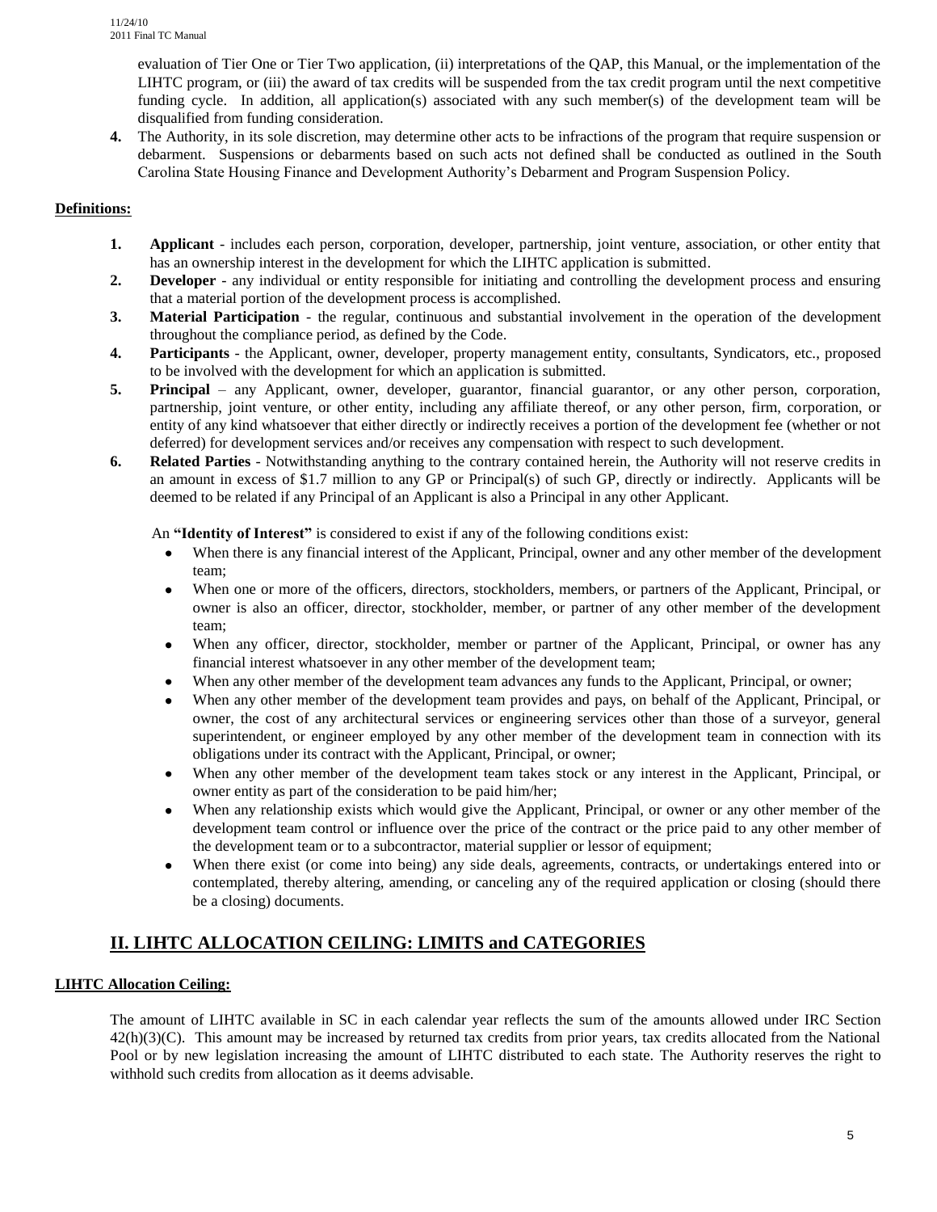evaluation of Tier One or Tier Two application, (ii) interpretations of the QAP, this Manual, or the implementation of the LIHTC program, or (iii) the award of tax credits will be suspended from the tax credit program until the next competitive funding cycle. In addition, all application(s) associated with any such member(s) of the development team will be disqualified from funding consideration.

**4.** The Authority, in its sole discretion, may determine other acts to be infractions of the program that require suspension or debarment. Suspensions or debarments based on such acts not defined shall be conducted as outlined in the South Carolina State Housing Finance and Development Authority's Debarment and Program Suspension Policy.

**Definitions:**

1. **Applicant** - includes each person, corporation, developer, partnership, joint venture, association, or other entity that has an ownership interest in the development for which the LIHTC application is submitted.
2. **Developer** - any individual or entity responsible for initiating and controlling the development process and ensuring that a material portion of the development process is accomplished.
3. **Material Participation** - the regular, continuous and substantial involvement in the operation of the development throughout the compliance period, as defined by the Code.
4. **Participants** - the Applicant, owner, developer, property management entity, consultants, Syndicators, etc., proposed to be involved with the development for which an application is submitted.
5. **Principal** – any Applicant, owner, developer, guarantor, financial guarantor, or any other person, corporation, partnership, joint venture, or other entity, including any affiliate thereof, or any other person, firm, corporation, or entity of any kind whatsoever that either directly or indirectly receives a portion of the development fee (whether or not deferred) for development services and/or receives any compensation with respect to such development.
6. **Related Parties** - Notwithstanding anything to the contrary contained herein, the Authority will not reserve credits in an amount in excess of $1.7 million to any GP or Principal(s) of such GP, directly or indirectly. Applicants will be deemed to be related if any Principal of an Applicant is also a Principal in any other Applicant.

   An **"Identity of Interest"** is considered to exist if any of the following conditions exist:

   - When there is any financial interest of the Applicant, Principal, owner and any other member of the development team;
   - When one or more of the officers, directors, stockholders, members, or partners of the Applicant, Principal, or owner is also an officer, director, stockholder, member, or partner of any other member of the development team;
   - When any officer, director, stockholder, member or partner of the Applicant, Principal, or owner has any financial interest whatsoever in any other member of the development team;
   - When any other member of the development team advances any funds to the Applicant, Principal, or owner;
   - When any other member of the development team provides and pays, on behalf of the Applicant, Principal, or owner, the cost of any architectural services or engineering services other than those of a surveyor, general superintendent, or engineer employed by any other member of the development team in connection with its obligations under its contract with the Applicant, Principal, or owner;
   - When any other member of the development team takes stock or any interest in the Applicant, Principal, or owner entity as part of the consideration to be paid him/her;
   - When any relationship exists which would give the Applicant, Principal, or owner or any other member of the development team control or influence over the price of the contract or the price paid to any other member of the development team or to a subcontractor, material supplier or lessor of equipment;
   - When there exist (or come into being) any side deals, agreements, contracts, or undertakings entered into or contemplated, thereby altering, amending, or canceling any of the required application or closing (should there be a closing) documents.

## II. LIHTC ALLOCATION CEILING: LIMITS and CATEGORIES

**LIHTC Allocation Ceiling:**

The amount of LIHTC available in SC in each calendar year reflects the sum of the amounts allowed under IRC Section 42(h)(3)(C). This amount may be increased by returned tax credits from prior years, tax credits allocated from the National Pool or by new legislation increasing the amount of LIHTC distributed to each state. The Authority reserves the right to withhold such credits from allocation as it deems advisable.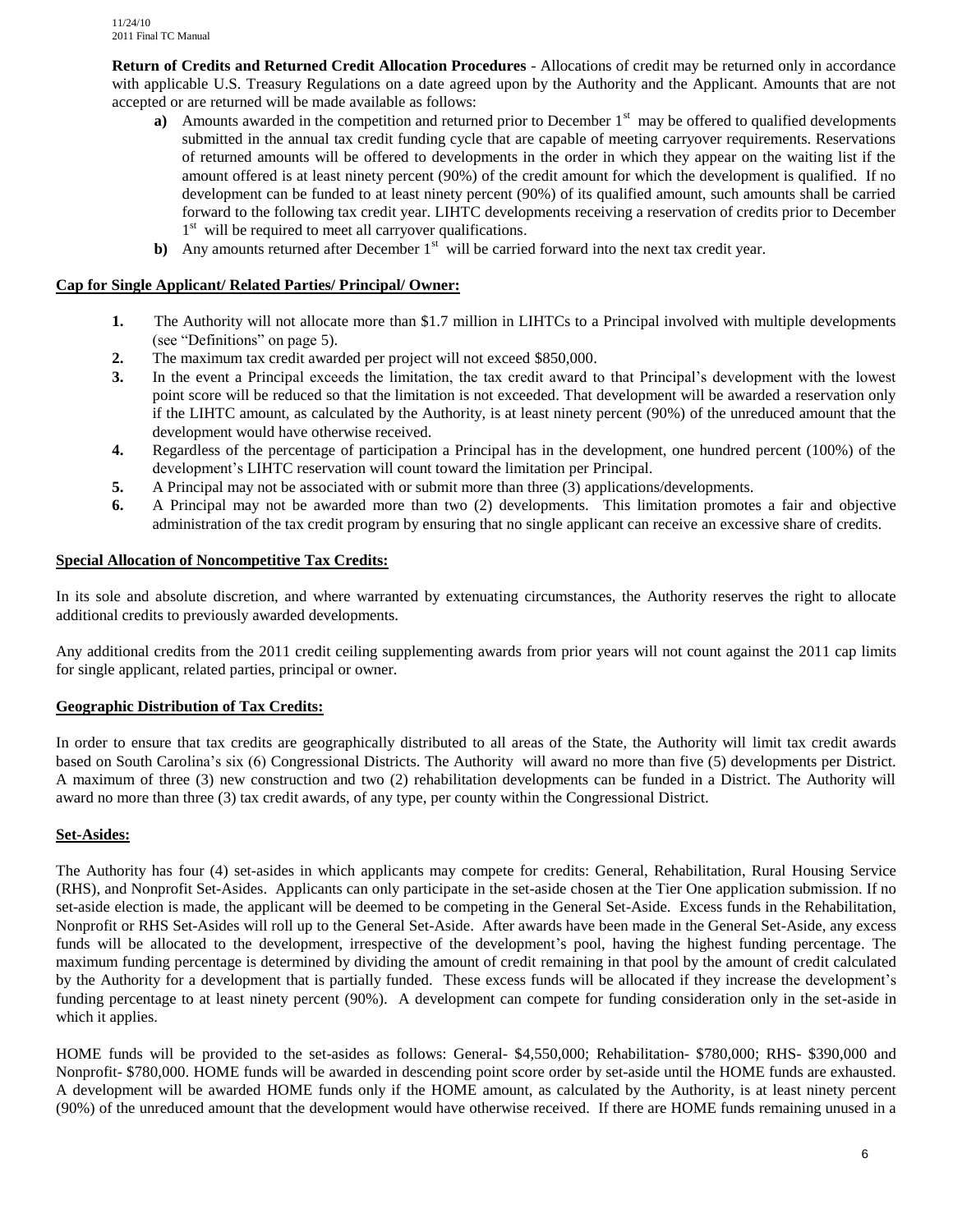**Return of Credits and Returned Credit Allocation Procedures** - Allocations of credit may be returned only in accordance with applicable U.S. Treasury Regulations on a date agreed upon by the Authority and the Applicant. Amounts that are not accepted or are returned will be made available as follows:

- **a)** Amounts awarded in the competition and returned prior to December 1st may be offered to qualified developments submitted in the annual tax credit funding cycle that are capable of meeting carryover requirements. Reservations of returned amounts will be offered to developments in the order in which they appear on the waiting list if the amount offered is at least ninety percent (90%) of the credit amount for which the development is qualified. If no development can be funded to at least ninety percent (90%) of its qualified amount, such amounts shall be carried forward to the following tax credit year. LIHTC developments receiving a reservation of credits prior to December 1st will be required to meet all carryover qualifications.
- **b)** Any amounts returned after December 1st will be carried forward into the next tax credit year.

**Cap for Single Applicant/ Related Parties/ Principal/ Owner:**

1. The Authority will not allocate more than $1.7 million in LIHTCs to a Principal involved with multiple developments (see "Definitions" on page 5).
2. The maximum tax credit awarded per project will not exceed $850,000.
3. In the event a Principal exceeds the limitation, the tax credit award to that Principal's development with the lowest point score will be reduced so that the limitation is not exceeded. That development will be awarded a reservation only if the LIHTC amount, as calculated by the Authority, is at least ninety percent (90%) of the unreduced amount that the development would have otherwise received.
4. Regardless of the percentage of participation a Principal has in the development, one hundred percent (100%) of the development's LIHTC reservation will count toward the limitation per Principal.
5. A Principal may not be associated with or submit more than three (3) applications/developments.
6. A Principal may not be awarded more than two (2) developments. This limitation promotes a fair and objective administration of the tax credit program by ensuring that no single applicant can receive an excessive share of credits.

**Special Allocation of Noncompetitive Tax Credits:**

In its sole and absolute discretion, and where warranted by extenuating circumstances, the Authority reserves the right to allocate additional credits to previously awarded developments.

Any additional credits from the 2011 credit ceiling supplementing awards from prior years will not count against the 2011 cap limits for single applicant, related parties, principal or owner.

**Geographic Distribution of Tax Credits:**

In order to ensure that tax credits are geographically distributed to all areas of the State, the Authority will limit tax credit awards based on South Carolina's six (6) Congressional Districts. The Authority will award no more than five (5) developments per District. A maximum of three (3) new construction and two (2) rehabilitation developments can be funded in a District. The Authority will award no more than three (3) tax credit awards, of any type, per county within the Congressional District.

**Set-Asides:**

The Authority has four (4) set-asides in which applicants may compete for credits: General, Rehabilitation, Rural Housing Service (RHS), and Nonprofit Set-Asides. Applicants can only participate in the set-aside chosen at the Tier One application submission. If no set-aside election is made, the applicant will be deemed to be competing in the General Set-Aside. Excess funds in the Rehabilitation, Nonprofit or RHS Set-Asides will roll up to the General Set-Aside. After awards have been made in the General Set-Aside, any excess funds will be allocated to the development, irrespective of the development's pool, having the highest funding percentage. The maximum funding percentage is determined by dividing the amount of credit remaining in that pool by the amount of credit calculated by the Authority for a development that is partially funded. These excess funds will be allocated if they increase the development's funding percentage to at least ninety percent (90%). A development can compete for funding consideration only in the set-aside in which it applies.

HOME funds will be provided to the set-asides as follows: General- $4,550,000; Rehabilitation- $780,000; RHS- $390,000 and Nonprofit- $780,000. HOME funds will be awarded in descending point score order by set-aside until the HOME funds are exhausted. A development will be awarded HOME funds only if the HOME amount, as calculated by the Authority, is at least ninety percent (90%) of the unreduced amount that the development would have otherwise received. If there are HOME funds remaining unused in a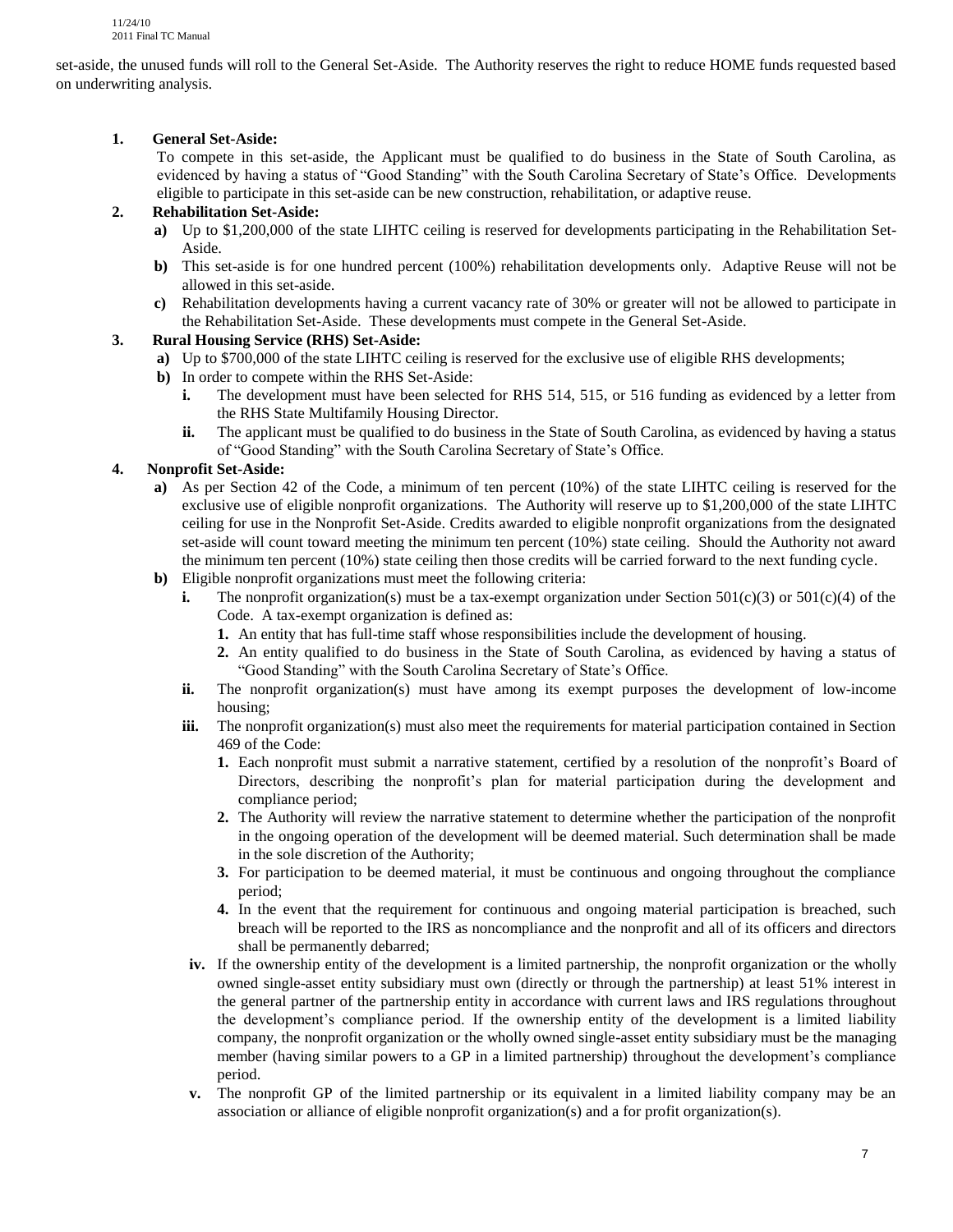set-aside, the unused funds will roll to the General Set-Aside. The Authority reserves the right to reduce HOME funds requested based on underwriting analysis.

1. **General Set-Aside:**
   To compete in this set-aside, the Applicant must be qualified to do business in the State of South Carolina, as evidenced by having a status of "Good Standing" with the South Carolina Secretary of State's Office. Developments eligible to participate in this set-aside can be new construction, rehabilitation, or adaptive reuse.

2. **Rehabilitation Set-Aside:**
   - **a)** Up to $1,200,000 of the state LIHTC ceiling is reserved for developments participating in the Rehabilitation Set-Aside.
   - **b)** This set-aside is for one hundred percent (100%) rehabilitation developments only. Adaptive Reuse will not be allowed in this set-aside.
   - **c)** Rehabilitation developments having a current vacancy rate of 30% or greater will not be allowed to participate in the Rehabilitation Set-Aside. These developments must compete in the General Set-Aside.

3. **Rural Housing Service (RHS) Set-Aside:**
   - **a)** Up to $700,000 of the state LIHTC ceiling is reserved for the exclusive use of eligible RHS developments;
   - **b)** In order to compete within the RHS Set-Aside:
     - **i.** The development must have been selected for RHS 514, 515, or 516 funding as evidenced by a letter from the RHS State Multifamily Housing Director.
     - **ii.** The applicant must be qualified to do business in the State of South Carolina, as evidenced by having a status of "Good Standing" with the South Carolina Secretary of State's Office.

4. **Nonprofit Set-Aside:**
   - **a)** As per Section 42 of the Code, a minimum of ten percent (10%) of the state LIHTC ceiling is reserved for the exclusive use of eligible nonprofit organizations. The Authority will reserve up to $1,200,000 of the state LIHTC ceiling for use in the Nonprofit Set-Aside. Credits awarded to eligible nonprofit organizations from the designated set-aside will count toward meeting the minimum ten percent (10%) state ceiling. Should the Authority not award the minimum ten percent (10%) state ceiling then those credits will be carried forward to the next funding cycle.
   - **b)** Eligible nonprofit organizations must meet the following criteria:
     - **i.** The nonprofit organization(s) must be a tax-exempt organization under Section 501(c)(3) or 501(c)(4) of the Code. A tax-exempt organization is defined as:
       1. An entity that has full-time staff whose responsibilities include the development of housing.
       2. An entity qualified to do business in the State of South Carolina, as evidenced by having a status of "Good Standing" with the South Carolina Secretary of State's Office.
     - **ii.** The nonprofit organization(s) must have among its exempt purposes the development of low-income housing;
     - **iii.** The nonprofit organization(s) must also meet the requirements for material participation contained in Section 469 of the Code:
       1. Each nonprofit must submit a narrative statement, certified by a resolution of the nonprofit's Board of Directors, describing the nonprofit's plan for material participation during the development and compliance period;
       2. The Authority will review the narrative statement to determine whether the participation of the nonprofit in the ongoing operation of the development will be deemed material. Such determination shall be made in the sole discretion of the Authority;
       3. For participation to be deemed material, it must be continuous and ongoing throughout the compliance period;
       4. In the event that the requirement for continuous and ongoing material participation is breached, such breach will be reported to the IRS as noncompliance and the nonprofit and all of its officers and directors shall be permanently debarred;
     - **iv.** If the ownership entity of the development is a limited partnership, the nonprofit organization or the wholly owned single-asset entity subsidiary must own (directly or through the partnership) at least 51% interest in the general partner of the partnership entity in accordance with current laws and IRS regulations throughout the development's compliance period. If the ownership entity of the development is a limited liability company, the nonprofit organization or the wholly owned single-asset entity subsidiary must be the managing member (having similar powers to a GP in a limited partnership) throughout the development's compliance period.
     - **v.** The nonprofit GP of the limited partnership or its equivalent in a limited liability company may be an association or alliance of eligible nonprofit organization(s) and a for profit organization(s).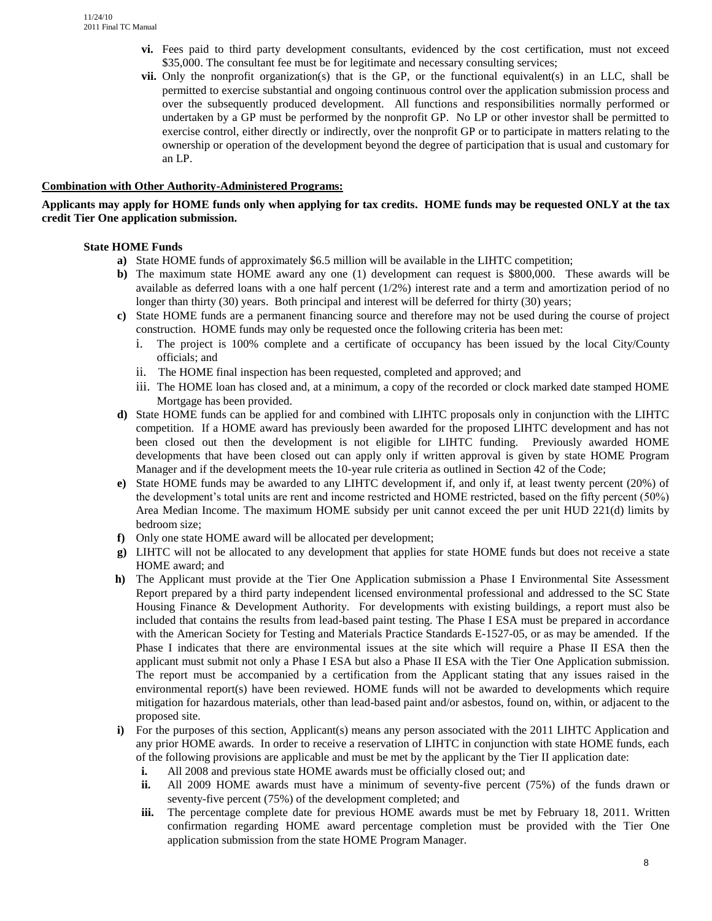- **vi.** Fees paid to third party development consultants, evidenced by the cost certification, must not exceed $35,000. The consultant fee must be for legitimate and necessary consulting services;
- **vii.** Only the nonprofit organization(s) that is the GP, or the functional equivalent(s) in an LLC, shall be permitted to exercise substantial and ongoing continuous control over the application submission process and over the subsequently produced development. All functions and responsibilities normally performed or undertaken by a GP must be performed by the nonprofit GP. No LP or other investor shall be permitted to exercise control, either directly or indirectly, over the nonprofit GP or to participate in matters relating to the ownership or operation of the development beyond the degree of participation that is usual and customary for an LP.

**<u>Combination with Other Authority-Administered Programs:</u>**

**Applicants may apply for HOME funds only when applying for tax credits. HOME funds may be requested ONLY at the tax credit Tier One application submission.**

**State HOME Funds**

- **a)** State HOME funds of approximately $6.5 million will be available in the LIHTC competition;
- **b)** The maximum state HOME award any one (1) development can request is $800,000. These awards will be available as deferred loans with a one half percent (1/2%) interest rate and a term and amortization period of no longer than thirty (30) years. Both principal and interest will be deferred for thirty (30) years;
- **c)** State HOME funds are a permanent financing source and therefore may not be used during the course of project construction. HOME funds may only be requested once the following criteria has been met:
  - i. The project is 100% complete and a certificate of occupancy has been issued by the local City/County officials; and
  - ii. The HOME final inspection has been requested, completed and approved; and
  - iii. The HOME loan has closed and, at a minimum, a copy of the recorded or clock marked date stamped HOME Mortgage has been provided.
- **d)** State HOME funds can be applied for and combined with LIHTC proposals only in conjunction with the LIHTC competition. If a HOME award has previously been awarded for the proposed LIHTC development and has not been closed out then the development is not eligible for LIHTC funding. Previously awarded HOME developments that have been closed out can apply only if written approval is given by state HOME Program Manager and if the development meets the 10-year rule criteria as outlined in Section 42 of the Code;
- **e)** State HOME funds may be awarded to any LIHTC development if, and only if, at least twenty percent (20%) of the development's total units are rent and income restricted and HOME restricted, based on the fifty percent (50%) Area Median Income. The maximum HOME subsidy per unit cannot exceed the per unit HUD 221(d) limits by bedroom size;
- **f)** Only one state HOME award will be allocated per development;
- **g)** LIHTC will not be allocated to any development that applies for state HOME funds but does not receive a state HOME award; and
- **h)** The Applicant must provide at the Tier One Application submission a Phase I Environmental Site Assessment Report prepared by a third party independent licensed environmental professional and addressed to the SC State Housing Finance & Development Authority. For developments with existing buildings, a report must also be included that contains the results from lead-based paint testing. The Phase I ESA must be prepared in accordance with the American Society for Testing and Materials Practice Standards E-1527-05, or as may be amended. If the Phase I indicates that there are environmental issues at the site which will require a Phase II ESA then the applicant must submit not only a Phase I ESA but also a Phase II ESA with the Tier One Application submission. The report must be accompanied by a certification from the Applicant stating that any issues raised in the environmental report(s) have been reviewed. HOME funds will not be awarded to developments which require mitigation for hazardous materials, other than lead-based paint and/or asbestos, found on, within, or adjacent to the proposed site.
- **i)** For the purposes of this section, Applicant(s) means any person associated with the 2011 LIHTC Application and any prior HOME awards. In order to receive a reservation of LIHTC in conjunction with state HOME funds, each of the following provisions are applicable and must be met by the applicant by the Tier II application date:
  - **i.** All 2008 and previous state HOME awards must be officially closed out; and
  - **ii.** All 2009 HOME awards must have a minimum of seventy-five percent (75%) of the funds drawn or seventy-five percent (75%) of the development completed; and
  - **iii.** The percentage complete date for previous HOME awards must be met by February 18, 2011. Written confirmation regarding HOME award percentage completion must be provided with the Tier One application submission from the state HOME Program Manager.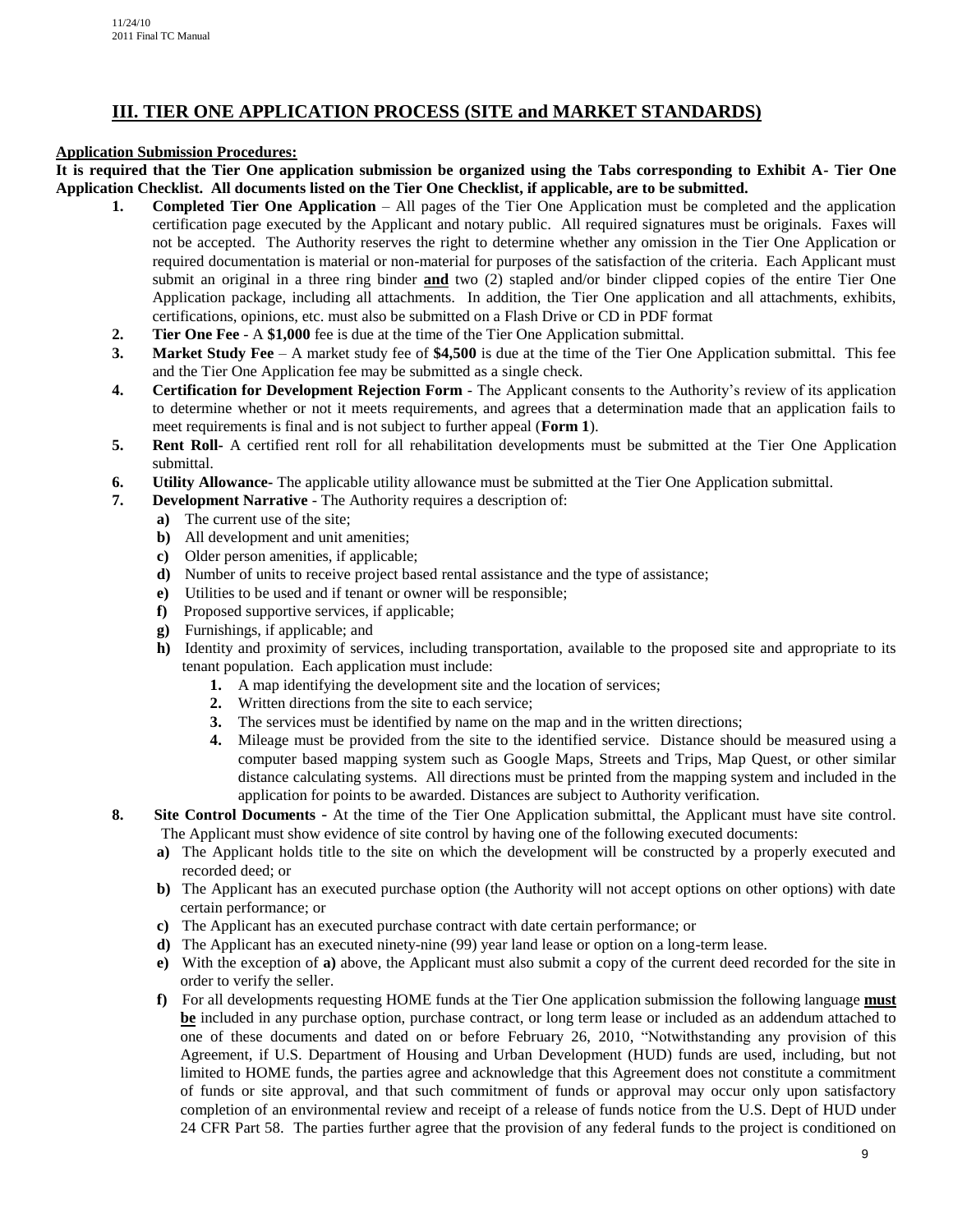## III. TIER ONE APPLICATION PROCESS (SITE and MARKET STANDARDS)

**Application Submission Procedures:**

**It is required that the Tier One application submission be organized using the Tabs corresponding to Exhibit A- Tier One Application Checklist. All documents listed on the Tier One Checklist, if applicable, are to be submitted.**

1. **Completed Tier One Application** – All pages of the Tier One Application must be completed and the application certification page executed by the Applicant and notary public. All required signatures must be originals. Faxes will not be accepted. The Authority reserves the right to determine whether any omission in the Tier One Application or required documentation is material or non-material for purposes of the satisfaction of the criteria. Each Applicant must submit an original in a three ring binder **and** two (2) stapled and/or binder clipped copies of the entire Tier One Application package, including all attachments. In addition, the Tier One application and all attachments, exhibits, certifications, opinions, etc. must also be submitted on a Flash Drive or CD in PDF format
2. **Tier One Fee** - A **$1,000** fee is due at the time of the Tier One Application submittal.
3. **Market Study Fee** – A market study fee of **$4,500** is due at the time of the Tier One Application submittal. This fee and the Tier One Application fee may be submitted as a single check.
4. **Certification for Development Rejection Form** - The Applicant consents to the Authority's review of its application to determine whether or not it meets requirements, and agrees that a determination made that an application fails to meet requirements is final and is not subject to further appeal (**Form 1**).
5. **Rent Roll**- A certified rent roll for all rehabilitation developments must be submitted at the Tier One Application submittal.
6. **Utility Allowance-** The applicable utility allowance must be submitted at the Tier One Application submittal.
7. **Development Narrative** - The Authority requires a description of:
   - **a)** The current use of the site;
   - **b)** All development and unit amenities;
   - **c)** Older person amenities, if applicable;
   - **d)** Number of units to receive project based rental assistance and the type of assistance;
   - **e)** Utilities to be used and if tenant or owner will be responsible;
   - **f)** Proposed supportive services, if applicable;
   - **g)** Furnishings, if applicable; and
   - **h)** Identity and proximity of services, including transportation, available to the proposed site and appropriate to its tenant population. Each application must include:
     1. A map identifying the development site and the location of services;
     2. Written directions from the site to each service;
     3. The services must be identified by name on the map and in the written directions;
     4. Mileage must be provided from the site to the identified service. Distance should be measured using a computer based mapping system such as Google Maps, Streets and Trips, Map Quest, or other similar distance calculating systems. All directions must be printed from the mapping system and included in the application for points to be awarded. Distances are subject to Authority verification.
8. **Site Control Documents -** At the time of the Tier One Application submittal, the Applicant must have site control. The Applicant must show evidence of site control by having one of the following executed documents:
   - **a)** The Applicant holds title to the site on which the development will be constructed by a properly executed and recorded deed; or
   - **b)** The Applicant has an executed purchase option (the Authority will not accept options on other options) with date certain performance; or
   - **c)** The Applicant has an executed purchase contract with date certain performance; or
   - **d)** The Applicant has an executed ninety-nine (99) year land lease or option on a long-term lease.
   - **e)** With the exception of **a)** above, the Applicant must also submit a copy of the current deed recorded for the site in order to verify the seller.
   - **f)** For all developments requesting HOME funds at the Tier One application submission the following language **must be** included in any purchase option, purchase contract, or long term lease or included as an addendum attached to one of these documents and dated on or before February 26, 2010, "Notwithstanding any provision of this Agreement, if U.S. Department of Housing and Urban Development (HUD) funds are used, including, but not limited to HOME funds, the parties agree and acknowledge that this Agreement does not constitute a commitment of funds or site approval, and that such commitment of funds or approval may occur only upon satisfactory completion of an environmental review and receipt of a release of funds notice from the U.S. Dept of HUD under 24 CFR Part 58. The parties further agree that the provision of any federal funds to the project is conditioned on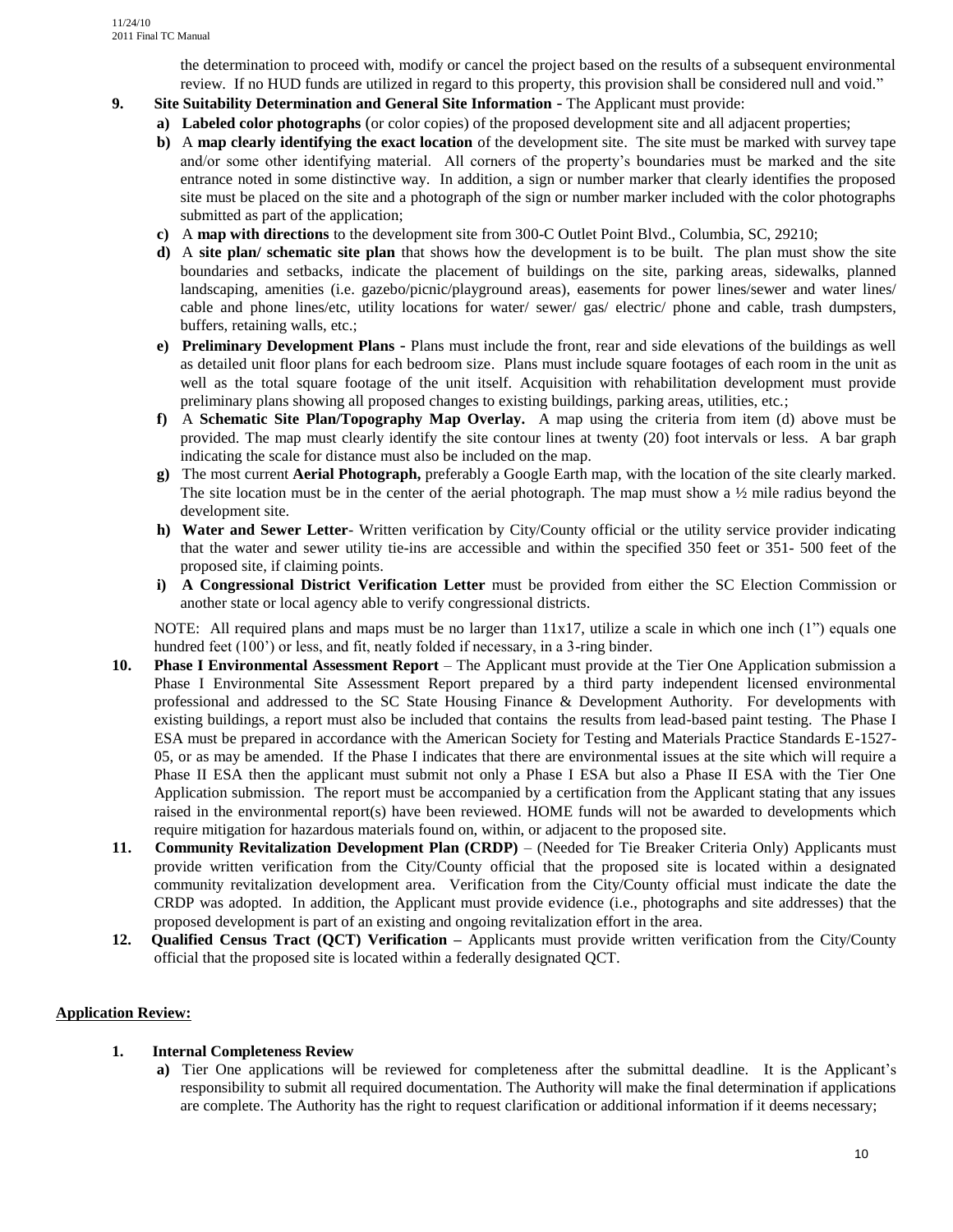the determination to proceed with, modify or cancel the project based on the results of a subsequent environmental review. If no HUD funds are utilized in regard to this property, this provision shall be considered null and void."

**9. Site Suitability Determination and General Site Information** - The Applicant must provide:

a) **Labeled color photographs** (or color copies) of the proposed development site and all adjacent properties;

b) A **map clearly identifying the exact location** of the development site. The site must be marked with survey tape and/or some other identifying material. All corners of the property's boundaries must be marked and the site entrance noted in some distinctive way. In addition, a sign or number marker that clearly identifies the proposed site must be placed on the site and a photograph of the sign or number marker included with the color photographs submitted as part of the application;

c) A **map with directions** to the development site from 300-C Outlet Point Blvd., Columbia, SC, 29210;

d) A **site plan/ schematic site plan** that shows how the development is to be built. The plan must show the site boundaries and setbacks, indicate the placement of buildings on the site, parking areas, sidewalks, planned landscaping, amenities (i.e. gazebo/picnic/playground areas), easements for power lines/sewer and water lines/ cable and phone lines/etc, utility locations for water/ sewer/ gas/ electric/ phone and cable, trash dumpsters, buffers, retaining walls, etc.;

e) **Preliminary Development Plans** - Plans must include the front, rear and side elevations of the buildings as well as detailed unit floor plans for each bedroom size. Plans must include square footages of each room in the unit as well as the total square footage of the unit itself. Acquisition with rehabilitation development must provide preliminary plans showing all proposed changes to existing buildings, parking areas, utilities, etc.;

f) A **Schematic Site Plan/Topography Map Overlay.** A map using the criteria from item (d) above must be provided. The map must clearly identify the site contour lines at twenty (20) foot intervals or less. A bar graph indicating the scale for distance must also be included on the map.

g) The most current **Aerial Photograph,** preferably a Google Earth map, with the location of the site clearly marked. The site location must be in the center of the aerial photograph. The map must show a ½ mile radius beyond the development site.

h) **Water and Sewer Letter**- Written verification by City/County official or the utility service provider indicating that the water and sewer utility tie-ins are accessible and within the specified 350 feet or 351- 500 feet of the proposed site, if claiming points.

i) **A Congressional District Verification Letter** must be provided from either the SC Election Commission or another state or local agency able to verify congressional districts.

NOTE: All required plans and maps must be no larger than 11x17, utilize a scale in which one inch (1") equals one hundred feet (100') or less, and fit, neatly folded if necessary, in a 3-ring binder.

**10. Phase I Environmental Assessment Report** – The Applicant must provide at the Tier One Application submission a Phase I Environmental Site Assessment Report prepared by a third party independent licensed environmental professional and addressed to the SC State Housing Finance & Development Authority. For developments with existing buildings, a report must also be included that contains the results from lead-based paint testing. The Phase I ESA must be prepared in accordance with the American Society for Testing and Materials Practice Standards E-1527-05, or as may be amended. If the Phase I indicates that there are environmental issues at the site which will require a Phase II ESA then the applicant must submit not only a Phase I ESA but also a Phase II ESA with the Tier One Application submission. The report must be accompanied by a certification from the Applicant stating that any issues raised in the environmental report(s) have been reviewed. HOME funds will not be awarded to developments which require mitigation for hazardous materials found on, within, or adjacent to the proposed site.

**11. Community Revitalization Development Plan (CRDP)** – (Needed for Tie Breaker Criteria Only) Applicants must provide written verification from the City/County official that the proposed site is located within a designated community revitalization development area. Verification from the City/County official must indicate the date the CRDP was adopted. In addition, the Applicant must provide evidence (i.e., photographs and site addresses) that the proposed development is part of an existing and ongoing revitalization effort in the area.

**12. Qualified Census Tract (QCT) Verification –** Applicants must provide written verification from the City/County official that the proposed site is located within a federally designated QCT.

**Application Review:**

**1. Internal Completeness Review**

a) Tier One applications will be reviewed for completeness after the submittal deadline. It is the Applicant's responsibility to submit all required documentation. The Authority will make the final determination if applications are complete. The Authority has the right to request clarification or additional information if it deems necessary;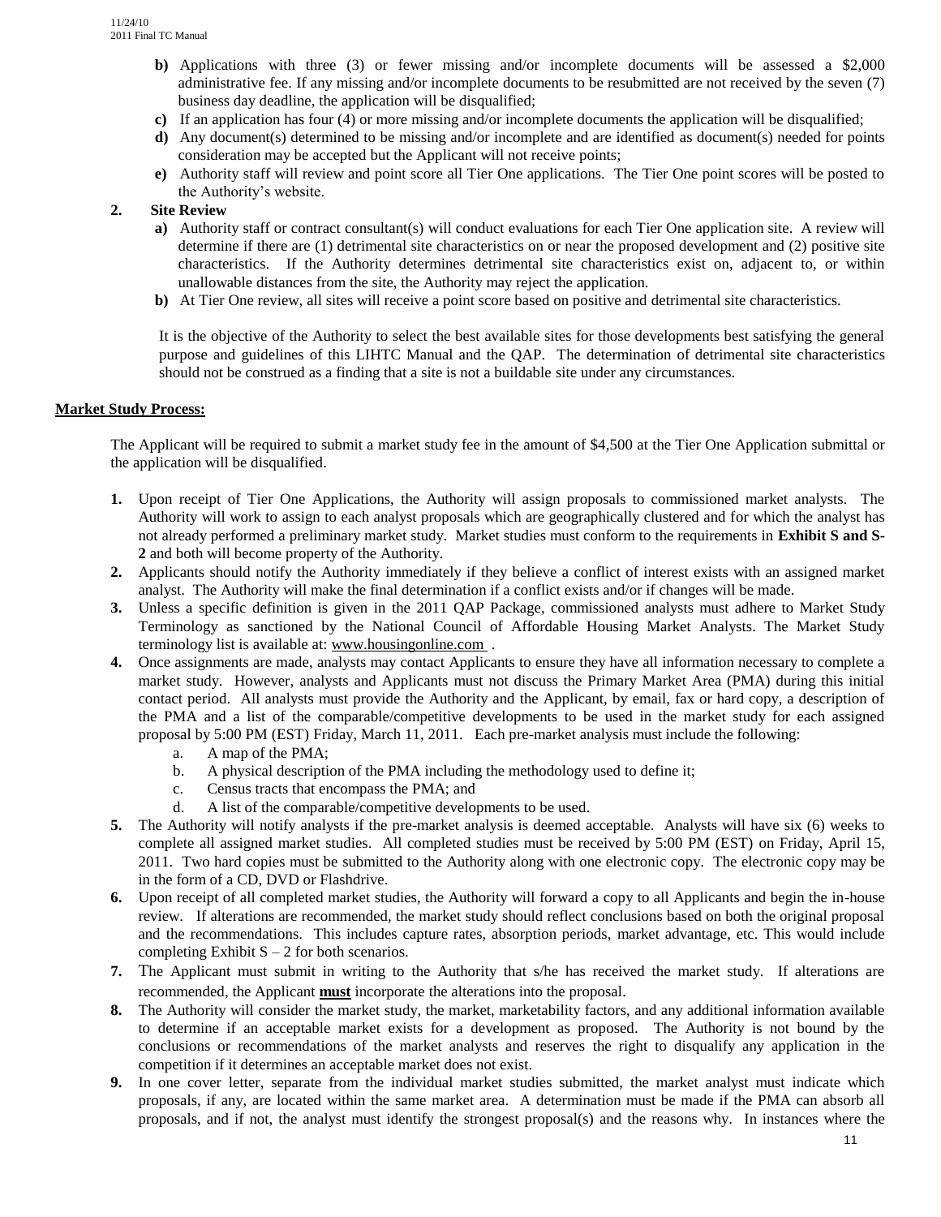- **b)** Applications with three (3) or fewer missing and/or incomplete documents will be assessed a $2,000 administrative fee. If any missing and/or incomplete documents to be resubmitted are not received by the seven (7) business day deadline, the application will be disqualified;
- **c)** If an application has four (4) or more missing and/or incomplete documents the application will be disqualified;
- **d)** Any document(s) determined to be missing and/or incomplete and are identified as document(s) needed for points consideration may be accepted but the Applicant will not receive points;
- **e)** Authority staff will review and point score all Tier One applications. The Tier One point scores will be posted to the Authority's website.

**2. Site Review**

- **a)** Authority staff or contract consultant(s) will conduct evaluations for each Tier One application site. A review will determine if there are (1) detrimental site characteristics on or near the proposed development and (2) positive site characteristics. If the Authority determines detrimental site characteristics exist on, adjacent to, or within unallowable distances from the site, the Authority may reject the application.
- **b)** At Tier One review, all sites will receive a point score based on positive and detrimental site characteristics.

It is the objective of the Authority to select the best available sites for those developments best satisfying the general purpose and guidelines of this LIHTC Manual and the QAP. The determination of detrimental site characteristics should not be construed as a finding that a site is not a buildable site under any circumstances.

**Market Study Process:**

The Applicant will be required to submit a market study fee in the amount of $4,500 at the Tier One Application submittal or the application will be disqualified.

1. Upon receipt of Tier One Applications, the Authority will assign proposals to commissioned market analysts. The Authority will work to assign to each analyst proposals which are geographically clustered and for which the analyst has not already performed a preliminary market study. Market studies must conform to the requirements in **Exhibit S and S-2** and both will become property of the Authority.
2. Applicants should notify the Authority immediately if they believe a conflict of interest exists with an assigned market analyst. The Authority will make the final determination if a conflict exists and/or if changes will be made.
3. Unless a specific definition is given in the 2011 QAP Package, commissioned analysts must adhere to Market Study Terminology as sanctioned by the National Council of Affordable Housing Market Analysts. The Market Study terminology list is available at: www.housingonline.com .
4. Once assignments are made, analysts may contact Applicants to ensure they have all information necessary to complete a market study. However, analysts and Applicants must not discuss the Primary Market Area (PMA) during this initial contact period. All analysts must provide the Authority and the Applicant, by email, fax or hard copy, a description of the PMA and a list of the comparable/competitive developments to be used in the market study for each assigned proposal by 5:00 PM (EST) Friday, March 11, 2011. Each pre-market analysis must include the following:
   a. A map of the PMA;
   b. A physical description of the PMA including the methodology used to define it;
   c. Census tracts that encompass the PMA; and
   d. A list of the comparable/competitive developments to be used.
5. The Authority will notify analysts if the pre-market analysis is deemed acceptable. Analysts will have six (6) weeks to complete all assigned market studies. All completed studies must be received by 5:00 PM (EST) on Friday, April 15, 2011. Two hard copies must be submitted to the Authority along with one electronic copy. The electronic copy may be in the form of a CD, DVD or Flashdrive.
6. Upon receipt of all completed market studies, the Authority will forward a copy to all Applicants and begin the in-house review. If alterations are recommended, the market study should reflect conclusions based on both the original proposal and the recommendations. This includes capture rates, absorption periods, market advantage, etc. This would include completing Exhibit S – 2 for both scenarios.
7. The Applicant must submit in writing to the Authority that s/he has received the market study. If alterations are recommended, the Applicant **must** incorporate the alterations into the proposal.
8. The Authority will consider the market study, the market, marketability factors, and any additional information available to determine if an acceptable market exists for a development as proposed. The Authority is not bound by the conclusions or recommendations of the market analysts and reserves the right to disqualify any application in the competition if it determines an acceptable market does not exist.
9. In one cover letter, separate from the individual market studies submitted, the market analyst must indicate which proposals, if any, are located within the same market area. A determination must be made if the PMA can absorb all proposals, and if not, the analyst must identify the strongest proposal(s) and the reasons why. In instances where the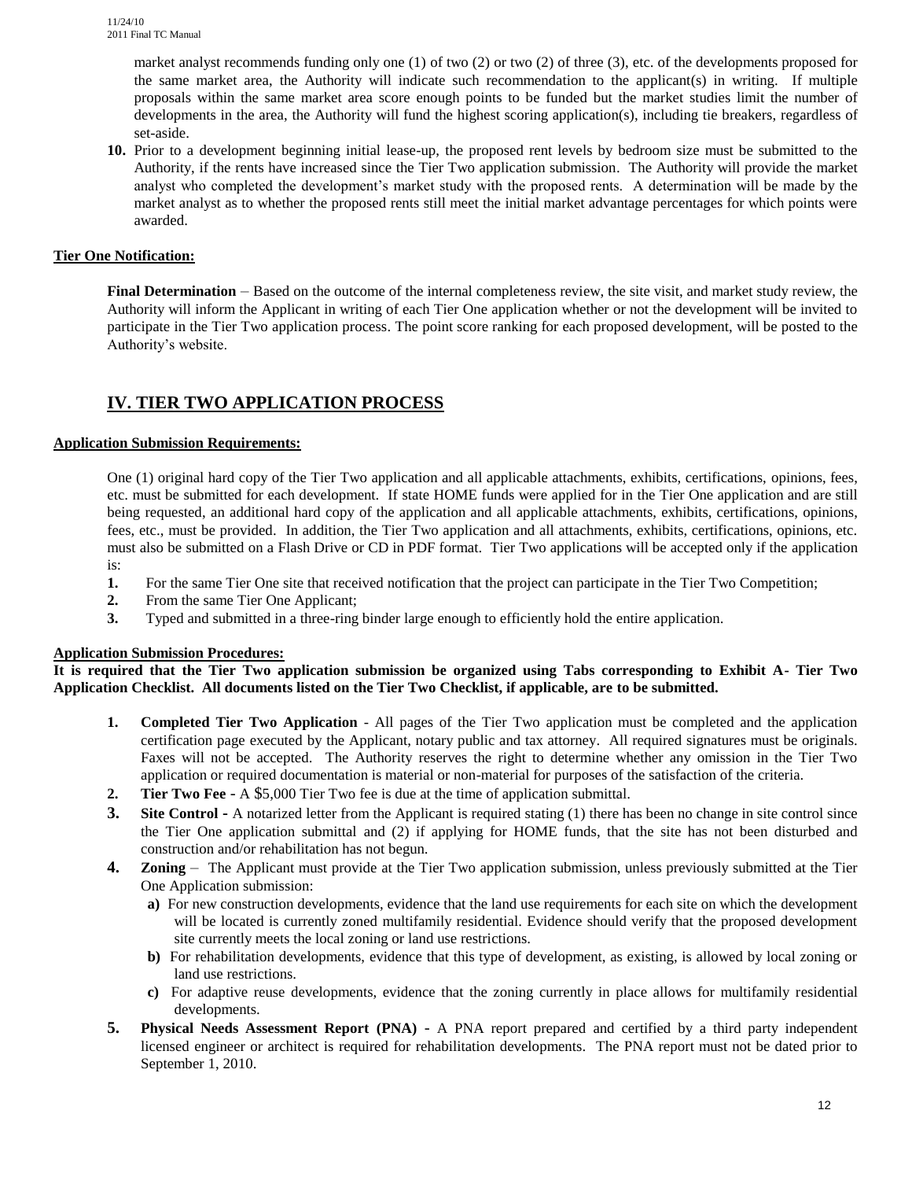market analyst recommends funding only one (1) of two (2) or two (2) of three (3), etc. of the developments proposed for the same market area, the Authority will indicate such recommendation to the applicant(s) in writing. If multiple proposals within the same market area score enough points to be funded but the market studies limit the number of developments in the area, the Authority will fund the highest scoring application(s), including tie breakers, regardless of set-aside.

**10.** Prior to a development beginning initial lease-up, the proposed rent levels by bedroom size must be submitted to the Authority, if the rents have increased since the Tier Two application submission. The Authority will provide the market analyst who completed the development's market study with the proposed rents. A determination will be made by the market analyst as to whether the proposed rents still meet the initial market advantage percentages for which points were awarded.

**Tier One Notification:**

**Final Determination** – Based on the outcome of the internal completeness review, the site visit, and market study review, the Authority will inform the Applicant in writing of each Tier One application whether or not the development will be invited to participate in the Tier Two application process. The point score ranking for each proposed development, will be posted to the Authority's website.

## IV. TIER TWO APPLICATION PROCESS

**Application Submission Requirements:**

One (1) original hard copy of the Tier Two application and all applicable attachments, exhibits, certifications, opinions, fees, etc. must be submitted for each development. If state HOME funds were applied for in the Tier One application and are still being requested, an additional hard copy of the application and all applicable attachments, exhibits, certifications, opinions, fees, etc., must be provided. In addition, the Tier Two application and all attachments, exhibits, certifications, opinions, etc. must also be submitted on a Flash Drive or CD in PDF format. Tier Two applications will be accepted only if the application is:

1. For the same Tier One site that received notification that the project can participate in the Tier Two Competition;
2. From the same Tier One Applicant;
3. Typed and submitted in a three-ring binder large enough to efficiently hold the entire application.

**Application Submission Procedures:**

**It is required that the Tier Two application submission be organized using Tabs corresponding to Exhibit A- Tier Two Application Checklist. All documents listed on the Tier Two Checklist, if applicable, are to be submitted.**

1. **Completed Tier Two Application** - All pages of the Tier Two application must be completed and the application certification page executed by the Applicant, notary public and tax attorney. All required signatures must be originals. Faxes will not be accepted. The Authority reserves the right to determine whether any omission in the Tier Two application or required documentation is material or non-material for purposes of the satisfaction of the criteria.
2. **Tier Two Fee -** A $5,000 Tier Two fee is due at the time of application submittal.
3. **Site Control -** A notarized letter from the Applicant is required stating (1) there has been no change in site control since the Tier One application submittal and (2) if applying for HOME funds, that the site has not been disturbed and construction and/or rehabilitation has not begun.
4. **Zoning** – The Applicant must provide at the Tier Two application submission, unless previously submitted at the Tier One Application submission:
   - **a)** For new construction developments, evidence that the land use requirements for each site on which the development will be located is currently zoned multifamily residential. Evidence should verify that the proposed development site currently meets the local zoning or land use restrictions.
   - **b)** For rehabilitation developments, evidence that this type of development, as existing, is allowed by local zoning or land use restrictions.
   - **c)** For adaptive reuse developments, evidence that the zoning currently in place allows for multifamily residential developments.
5. **Physical Needs Assessment Report (PNA) -** A PNA report prepared and certified by a third party independent licensed engineer or architect is required for rehabilitation developments. The PNA report must not be dated prior to September 1, 2010.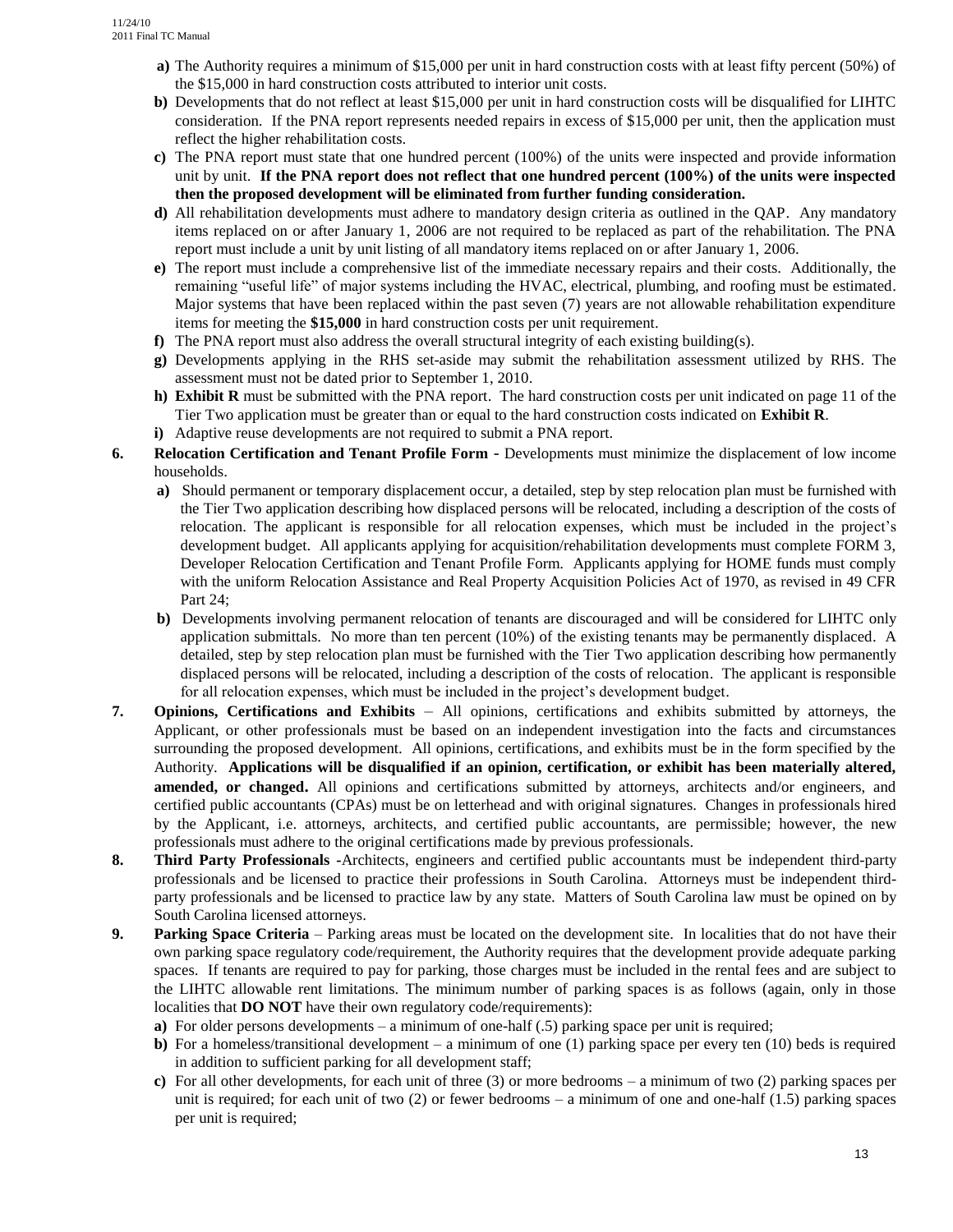- **a)** The Authority requires a minimum of $15,000 per unit in hard construction costs with at least fifty percent (50%) of the $15,000 in hard construction costs attributed to interior unit costs.
- **b)** Developments that do not reflect at least $15,000 per unit in hard construction costs will be disqualified for LIHTC consideration. If the PNA report represents needed repairs in excess of $15,000 per unit, then the application must reflect the higher rehabilitation costs.
- **c)** The PNA report must state that one hundred percent (100%) of the units were inspected and provide information unit by unit. **If the PNA report does not reflect that one hundred percent (100%) of the units were inspected then the proposed development will be eliminated from further funding consideration.**
- **d)** All rehabilitation developments must adhere to mandatory design criteria as outlined in the QAP. Any mandatory items replaced on or after January 1, 2006 are not required to be replaced as part of the rehabilitation. The PNA report must include a unit by unit listing of all mandatory items replaced on or after January 1, 2006.
- **e)** The report must include a comprehensive list of the immediate necessary repairs and their costs. Additionally, the remaining "useful life" of major systems including the HVAC, electrical, plumbing, and roofing must be estimated. Major systems that have been replaced within the past seven (7) years are not allowable rehabilitation expenditure items for meeting the **$15,000** in hard construction costs per unit requirement.
- **f)** The PNA report must also address the overall structural integrity of each existing building(s).
- **g)** Developments applying in the RHS set-aside may submit the rehabilitation assessment utilized by RHS. The assessment must not be dated prior to September 1, 2010.
- **h)** **Exhibit R** must be submitted with the PNA report. The hard construction costs per unit indicated on page 11 of the Tier Two application must be greater than or equal to the hard construction costs indicated on **Exhibit R**.
- **i)** Adaptive reuse developments are not required to submit a PNA report.

**6. Relocation Certification and Tenant Profile Form -** Developments must minimize the displacement of low income households.

- **a)** Should permanent or temporary displacement occur, a detailed, step by step relocation plan must be furnished with the Tier Two application describing how displaced persons will be relocated, including a description of the costs of relocation. The applicant is responsible for all relocation expenses, which must be included in the project's development budget. All applicants applying for acquisition/rehabilitation developments must complete FORM 3, Developer Relocation Certification and Tenant Profile Form. Applicants applying for HOME funds must comply with the uniform Relocation Assistance and Real Property Acquisition Policies Act of 1970, as revised in 49 CFR Part 24;
- **b)** Developments involving permanent relocation of tenants are discouraged and will be considered for LIHTC only application submittals. No more than ten percent (10%) of the existing tenants may be permanently displaced. A detailed, step by step relocation plan must be furnished with the Tier Two application describing how permanently displaced persons will be relocated, including a description of the costs of relocation. The applicant is responsible for all relocation expenses, which must be included in the project's development budget.

**7. Opinions, Certifications and Exhibits** – All opinions, certifications and exhibits submitted by attorneys, the Applicant, or other professionals must be based on an independent investigation into the facts and circumstances surrounding the proposed development. All opinions, certifications, and exhibits must be in the form specified by the Authority. **Applications will be disqualified if an opinion, certification, or exhibit has been materially altered, amended, or changed.** All opinions and certifications submitted by attorneys, architects and/or engineers, and certified public accountants (CPAs) must be on letterhead and with original signatures. Changes in professionals hired by the Applicant, i.e. attorneys, architects, and certified public accountants, are permissible; however, the new professionals must adhere to the original certifications made by previous professionals.

**8. Third Party Professionals -**Architects, engineers and certified public accountants must be independent third-party professionals and be licensed to practice their professions in South Carolina. Attorneys must be independent third-party professionals and be licensed to practice law by any state. Matters of South Carolina law must be opined on by South Carolina licensed attorneys.

**9. Parking Space Criteria** – Parking areas must be located on the development site. In localities that do not have their own parking space regulatory code/requirement, the Authority requires that the development provide adequate parking spaces. If tenants are required to pay for parking, those charges must be included in the rental fees and are subject to the LIHTC allowable rent limitations. The minimum number of parking spaces is as follows (again, only in those localities that **DO NOT** have their own regulatory code/requirements):

- **a)** For older persons developments – a minimum of one-half (.5) parking space per unit is required;
- **b)** For a homeless/transitional development – a minimum of one (1) parking space per every ten (10) beds is required in addition to sufficient parking for all development staff;
- **c)** For all other developments, for each unit of three (3) or more bedrooms – a minimum of two (2) parking spaces per unit is required; for each unit of two (2) or fewer bedrooms – a minimum of one and one-half (1.5) parking spaces per unit is required;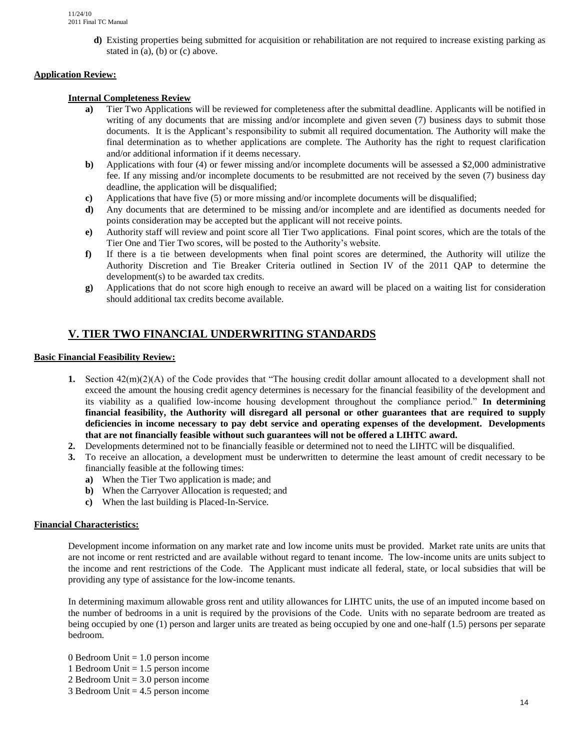**d)** Existing properties being submitted for acquisition or rehabilitation are not required to increase existing parking as stated in (a), (b) or (c) above.

**Application Review:**

**Internal Completeness Review**

**a)** Tier Two Applications will be reviewed for completeness after the submittal deadline. Applicants will be notified in writing of any documents that are missing and/or incomplete and given seven (7) business days to submit those documents. It is the Applicant's responsibility to submit all required documentation. The Authority will make the final determination as to whether applications are complete. The Authority has the right to request clarification and/or additional information if it deems necessary.

**b)** Applications with four (4) or fewer missing and/or incomplete documents will be assessed a $2,000 administrative fee. If any missing and/or incomplete documents to be resubmitted are not received by the seven (7) business day deadline, the application will be disqualified;

**c)** Applications that have five (5) or more missing and/or incomplete documents will be disqualified;

**d)** Any documents that are determined to be missing and/or incomplete and are identified as documents needed for points consideration may be accepted but the applicant will not receive points.

**e)** Authority staff will review and point score all Tier Two applications. Final point scores, which are the totals of the Tier One and Tier Two scores, will be posted to the Authority's website.

**f)** If there is a tie between developments when final point scores are determined, the Authority will utilize the Authority Discretion and Tie Breaker Criteria outlined in Section IV of the 2011 QAP to determine the development(s) to be awarded tax credits.

**g)** Applications that do not score high enough to receive an award will be placed on a waiting list for consideration should additional tax credits become available.

## V. TIER TWO FINANCIAL UNDERWRITING STANDARDS

**Basic Financial Feasibility Review:**

1. Section 42(m)(2)(A) of the Code provides that "The housing credit dollar amount allocated to a development shall not exceed the amount the housing credit agency determines is necessary for the financial feasibility of the development and its viability as a qualified low-income housing development throughout the compliance period." **In determining financial feasibility, the Authority will disregard all personal or other guarantees that are required to supply deficiencies in income necessary to pay debt service and operating expenses of the development. Developments that are not financially feasible without such guarantees will not be offered a LIHTC award.**
2. Developments determined not to be financially feasible or determined not to need the LIHTC will be disqualified.
3. To receive an allocation, a development must be underwritten to determine the least amount of credit necessary to be financially feasible at the following times:
   - **a)** When the Tier Two application is made; and
   - **b)** When the Carryover Allocation is requested; and
   - **c)** When the last building is Placed-In-Service.

**Financial Characteristics:**

Development income information on any market rate and low income units must be provided. Market rate units are units that are not income or rent restricted and are available without regard to tenant income. The low-income units are units subject to the income and rent restrictions of the Code. The Applicant must indicate all federal, state, or local subsidies that will be providing any type of assistance for the low-income tenants.

In determining maximum allowable gross rent and utility allowances for LIHTC units, the use of an imputed income based on the number of bedrooms in a unit is required by the provisions of the Code. Units with no separate bedroom are treated as being occupied by one (1) person and larger units are treated as being occupied by one and one-half (1.5) persons per separate bedroom.

0 Bedroom Unit = 1.0 person income
1 Bedroom Unit = 1.5 person income
2 Bedroom Unit = 3.0 person income
3 Bedroom Unit = 4.5 person income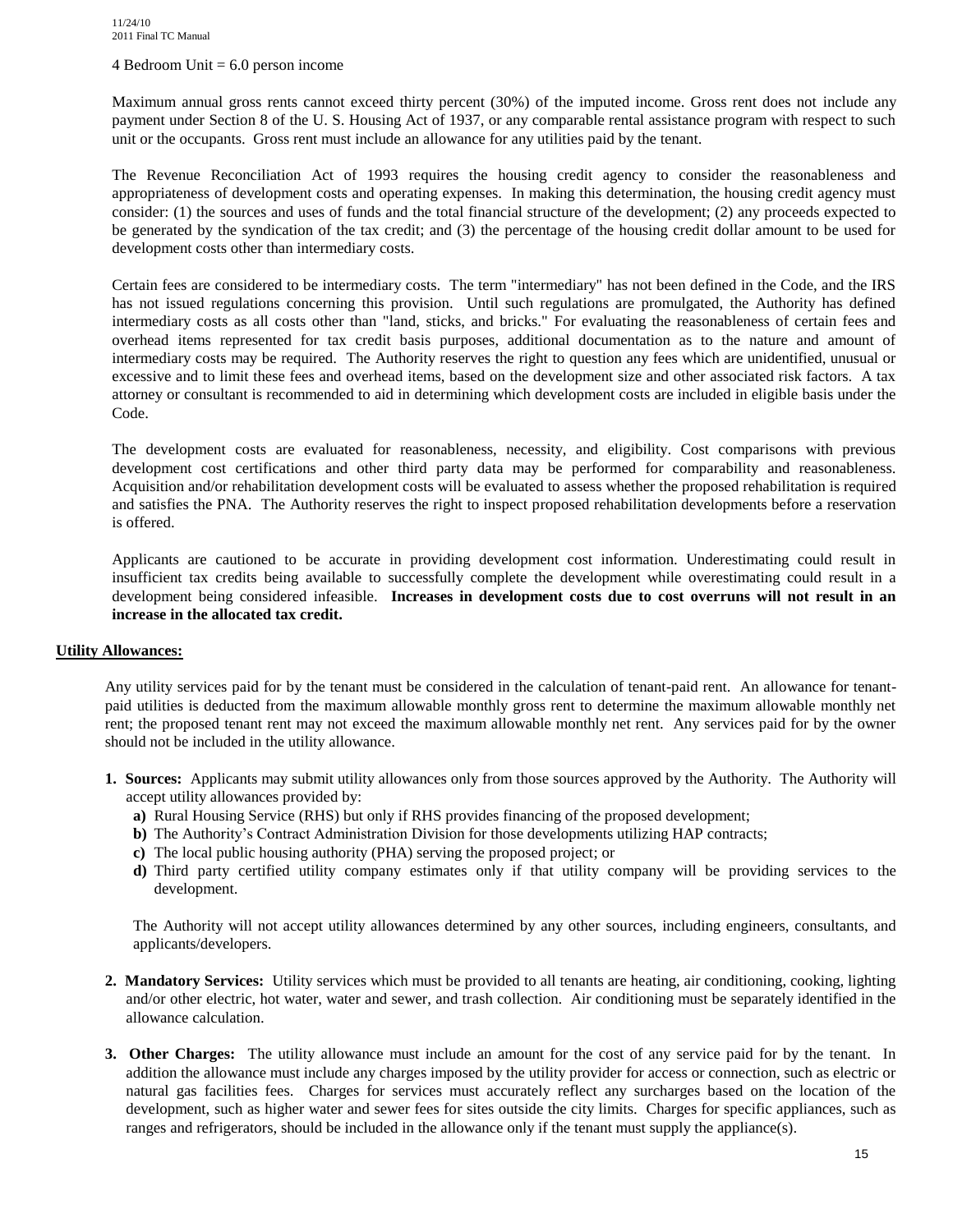4 Bedroom Unit = 6.0 person income

Maximum annual gross rents cannot exceed thirty percent (30%) of the imputed income. Gross rent does not include any payment under Section 8 of the U. S. Housing Act of 1937, or any comparable rental assistance program with respect to such unit or the occupants. Gross rent must include an allowance for any utilities paid by the tenant.

The Revenue Reconciliation Act of 1993 requires the housing credit agency to consider the reasonableness and appropriateness of development costs and operating expenses. In making this determination, the housing credit agency must consider: (1) the sources and uses of funds and the total financial structure of the development; (2) any proceeds expected to be generated by the syndication of the tax credit; and (3) the percentage of the housing credit dollar amount to be used for development costs other than intermediary costs.

Certain fees are considered to be intermediary costs. The term "intermediary" has not been defined in the Code, and the IRS has not issued regulations concerning this provision. Until such regulations are promulgated, the Authority has defined intermediary costs as all costs other than "land, sticks, and bricks." For evaluating the reasonableness of certain fees and overhead items represented for tax credit basis purposes, additional documentation as to the nature and amount of intermediary costs may be required. The Authority reserves the right to question any fees which are unidentified, unusual or excessive and to limit these fees and overhead items, based on the development size and other associated risk factors. A tax attorney or consultant is recommended to aid in determining which development costs are included in eligible basis under the Code.

The development costs are evaluated for reasonableness, necessity, and eligibility. Cost comparisons with previous development cost certifications and other third party data may be performed for comparability and reasonableness. Acquisition and/or rehabilitation development costs will be evaluated to assess whether the proposed rehabilitation is required and satisfies the PNA. The Authority reserves the right to inspect proposed rehabilitation developments before a reservation is offered.

Applicants are cautioned to be accurate in providing development cost information. Underestimating could result in insufficient tax credits being available to successfully complete the development while overestimating could result in a development being considered infeasible. **Increases in development costs due to cost overruns will not result in an increase in the allocated tax credit.**

## Utility Allowances:

Any utility services paid for by the tenant must be considered in the calculation of tenant-paid rent. An allowance for tenant-paid utilities is deducted from the maximum allowable monthly gross rent to determine the maximum allowable monthly net rent; the proposed tenant rent may not exceed the maximum allowable monthly net rent. Any services paid for by the owner should not be included in the utility allowance.

1. **Sources:** Applicants may submit utility allowances only from those sources approved by the Authority. The Authority will accept utility allowances provided by:
   - **a)** Rural Housing Service (RHS) but only if RHS provides financing of the proposed development;
   - **b)** The Authority's Contract Administration Division for those developments utilizing HAP contracts;
   - **c)** The local public housing authority (PHA) serving the proposed project; or
   - **d)** Third party certified utility company estimates only if that utility company will be providing services to the development.

   The Authority will not accept utility allowances determined by any other sources, including engineers, consultants, and applicants/developers.

2. **Mandatory Services:** Utility services which must be provided to all tenants are heating, air conditioning, cooking, lighting and/or other electric, hot water, water and sewer, and trash collection. Air conditioning must be separately identified in the allowance calculation.

3. **Other Charges:** The utility allowance must include an amount for the cost of any service paid for by the tenant. In addition the allowance must include any charges imposed by the utility provider for access or connection, such as electric or natural gas facilities fees. Charges for services must accurately reflect any surcharges based on the location of the development, such as higher water and sewer fees for sites outside the city limits. Charges for specific appliances, such as ranges and refrigerators, should be included in the allowance only if the tenant must supply the appliance(s).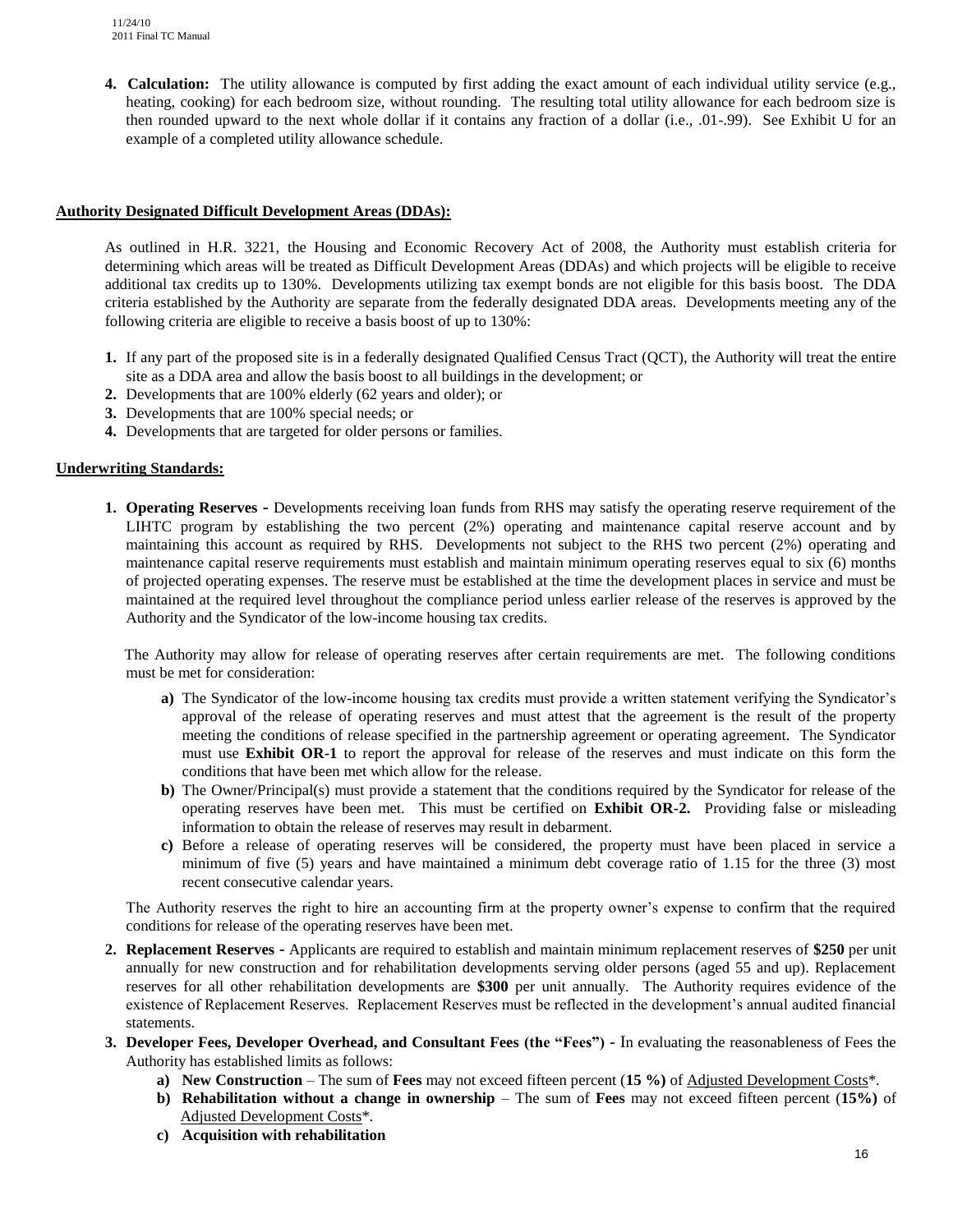4. **Calculation:** The utility allowance is computed by first adding the exact amount of each individual utility service (e.g., heating, cooking) for each bedroom size, without rounding. The resulting total utility allowance for each bedroom size is then rounded upward to the next whole dollar if it contains any fraction of a dollar (i.e., .01-.99). See Exhibit U for an example of a completed utility allowance schedule.

## Authority Designated Difficult Development Areas (DDAs):

As outlined in H.R. 3221, the Housing and Economic Recovery Act of 2008, the Authority must establish criteria for determining which areas will be treated as Difficult Development Areas (DDAs) and which projects will be eligible to receive additional tax credits up to 130%. Developments utilizing tax exempt bonds are not eligible for this basis boost. The DDA criteria established by the Authority are separate from the federally designated DDA areas. Developments meeting any of the following criteria are eligible to receive a basis boost of up to 130%:

1. If any part of the proposed site is in a federally designated Qualified Census Tract (QCT), the Authority will treat the entire site as a DDA area and allow the basis boost to all buildings in the development; or
2. Developments that are 100% elderly (62 years and older); or
3. Developments that are 100% special needs; or
4. Developments that are targeted for older persons or families.

## Underwriting Standards:

1. **Operating Reserves -** Developments receiving loan funds from RHS may satisfy the operating reserve requirement of the LIHTC program by establishing the two percent (2%) operating and maintenance capital reserve account and by maintaining this account as required by RHS. Developments not subject to the RHS two percent (2%) operating and maintenance capital reserve requirements must establish and maintain minimum operating reserves equal to six (6) months of projected operating expenses. The reserve must be established at the time the development places in service and must be maintained at the required level throughout the compliance period unless earlier release of the reserves is approved by the Authority and the Syndicator of the low-income housing tax credits.

   The Authority may allow for release of operating reserves after certain requirements are met. The following conditions must be met for consideration:

   a) The Syndicator of the low-income housing tax credits must provide a written statement verifying the Syndicator's approval of the release of operating reserves and must attest that the agreement is the result of the property meeting the conditions of release specified in the partnership agreement or operating agreement. The Syndicator must use **Exhibit OR-1** to report the approval for release of the reserves and must indicate on this form the conditions that have been met which allow for the release.
   b) The Owner/Principal(s) must provide a statement that the conditions required by the Syndicator for release of the operating reserves have been met. This must be certified on **Exhibit OR-2.** Providing false or misleading information to obtain the release of reserves may result in debarment.
   c) Before a release of operating reserves will be considered, the property must have been placed in service a minimum of five (5) years and have maintained a minimum debt coverage ratio of 1.15 for the three (3) most recent consecutive calendar years.

   The Authority reserves the right to hire an accounting firm at the property owner's expense to confirm that the required conditions for release of the operating reserves have been met.

2. **Replacement Reserves -** Applicants are required to establish and maintain minimum replacement reserves of **$250** per unit annually for new construction and for rehabilitation developments serving older persons (aged 55 and up). Replacement reserves for all other rehabilitation developments are **$300** per unit annually. The Authority requires evidence of the existence of Replacement Reserves. Replacement Reserves must be reflected in the development's annual audited financial statements.
3. **Developer Fees, Developer Overhead, and Consultant Fees (the "Fees") -** In evaluating the reasonableness of Fees the Authority has established limits as follows:
   a) **New Construction** – The sum of **Fees** may not exceed fifteen percent (**15 %)** of Adjusted Development Costs*.
   b) **Rehabilitation without a change in ownership** – The sum of **Fees** may not exceed fifteen percent (**15%)** of Adjusted Development Costs*.
   c) **Acquisition with rehabilitation**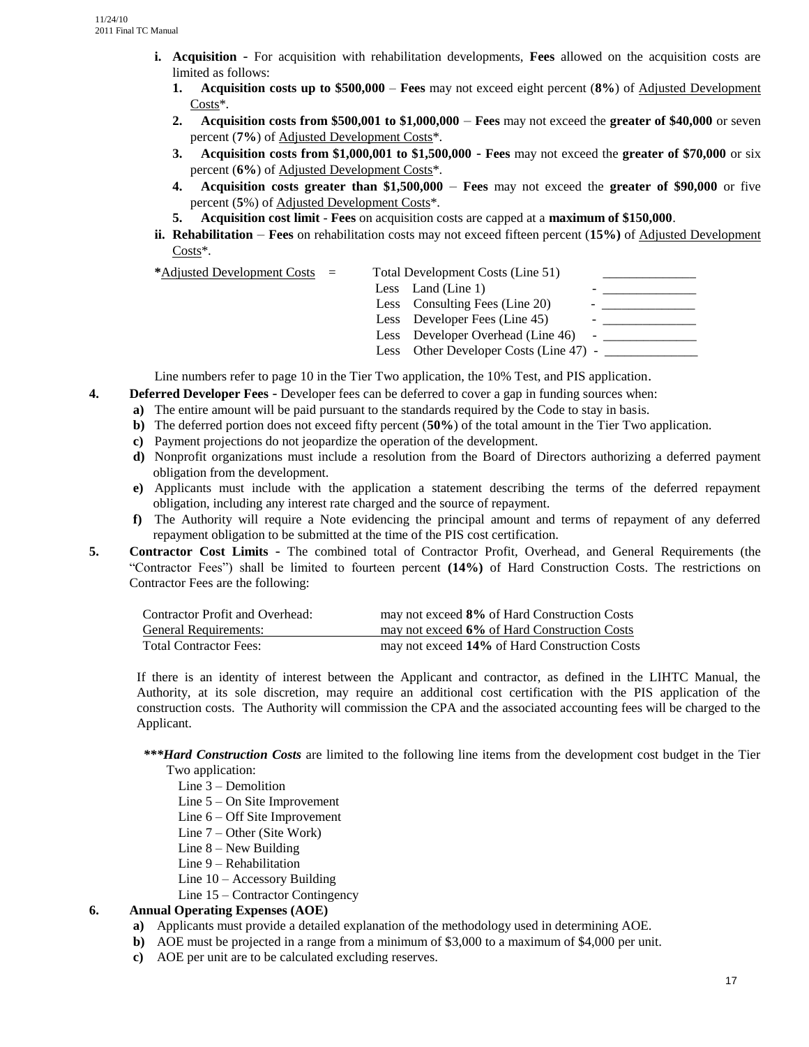- **i. Acquisition -** For acquisition with rehabilitation developments, **Fees** allowed on the acquisition costs are limited as follows:
  1. **Acquisition costs up to $500,000** – **Fees** may not exceed eight percent (**8%**) of Adjusted Development Costs*.
  2. **Acquisition costs from $500,001 to $1,000,000** – **Fees** may not exceed the **greater of $40,000** or seven percent (**7%**) of Adjusted Development Costs*.
  3. **Acquisition costs from $1,000,001 to $1,500,000 - Fees** may not exceed the **greater of $70,000** or six percent (**6%**) of Adjusted Development Costs*.
  4. **Acquisition costs greater than $1,500,000** – **Fees** may not exceed the **greater of $90,000** or five percent (**5**%) of Adjusted Development Costs*.
  5. **Acquisition cost limit** - **Fees** on acquisition costs are capped at a **maximum of $150,000**.
- **ii. Rehabilitation** – **Fees** on rehabilitation costs may not exceed fifteen percent (**15%)** of Adjusted Development Costs*.

| *Adjusted Development Costs = | Total Development Costs (Line 51) | ______________ |
|---|---|---|
| | Less Land (Line 1) | - ______________ |
| | Less Consulting Fees (Line 20) | - ______________ |
| | Less Developer Fees (Line 45) | - ______________ |
| | Less Developer Overhead (Line 46) | - ______________ |
| | Less Other Developer Costs (Line 47) | - ______________ |

Line numbers refer to page 10 in the Tier Two application, the 10% Test, and PIS application.

**4. Deferred Developer Fees -** Developer fees can be deferred to cover a gap in funding sources when:

- **a)** The entire amount will be paid pursuant to the standards required by the Code to stay in basis.
- **b)** The deferred portion does not exceed fifty percent (**50%**) of the total amount in the Tier Two application.
- **c)** Payment projections do not jeopardize the operation of the development.
- **d)** Nonprofit organizations must include a resolution from the Board of Directors authorizing a deferred payment obligation from the development.
- **e)** Applicants must include with the application a statement describing the terms of the deferred repayment obligation, including any interest rate charged and the source of repayment.
- **f)** The Authority will require a Note evidencing the principal amount and terms of repayment of any deferred repayment obligation to be submitted at the time of the PIS cost certification.

**5. Contractor Cost Limits -** The combined total of Contractor Profit, Overhead, and General Requirements (the "Contractor Fees") shall be limited to fourteen percent **(14%)** of Hard Construction Costs. The restrictions on Contractor Fees are the following:

| Contractor Profit and Overhead: | may not exceed **8%** of Hard Construction Costs |
|---|---|
| General Requirements: | may not exceed **6%** of Hard Construction Costs |
| Total Contractor Fees: | may not exceed **14%** of Hard Construction Costs |

If there is an identity of interest between the Applicant and contractor, as defined in the LIHTC Manual, the Authority, at its sole discretion, may require an additional cost certification with the PIS application of the construction costs. The Authority will commission the CPA and the associated accounting fees will be charged to the Applicant.

***\*\*\*Hard Construction Costs*** are limited to the following line items from the development cost budget in the Tier Two application:

- Line 3 – Demolition
- Line 5 – On Site Improvement
- Line 6 – Off Site Improvement
- Line 7 – Other (Site Work)
- Line 8 – New Building
- Line 9 – Rehabilitation
- Line 10 – Accessory Building
- Line 15 – Contractor Contingency

**6. Annual Operating Expenses (AOE)**

- **a)** Applicants must provide a detailed explanation of the methodology used in determining AOE.
- **b)** AOE must be projected in a range from a minimum of $3,000 to a maximum of $4,000 per unit.
- **c)** AOE per unit are to be calculated excluding reserves.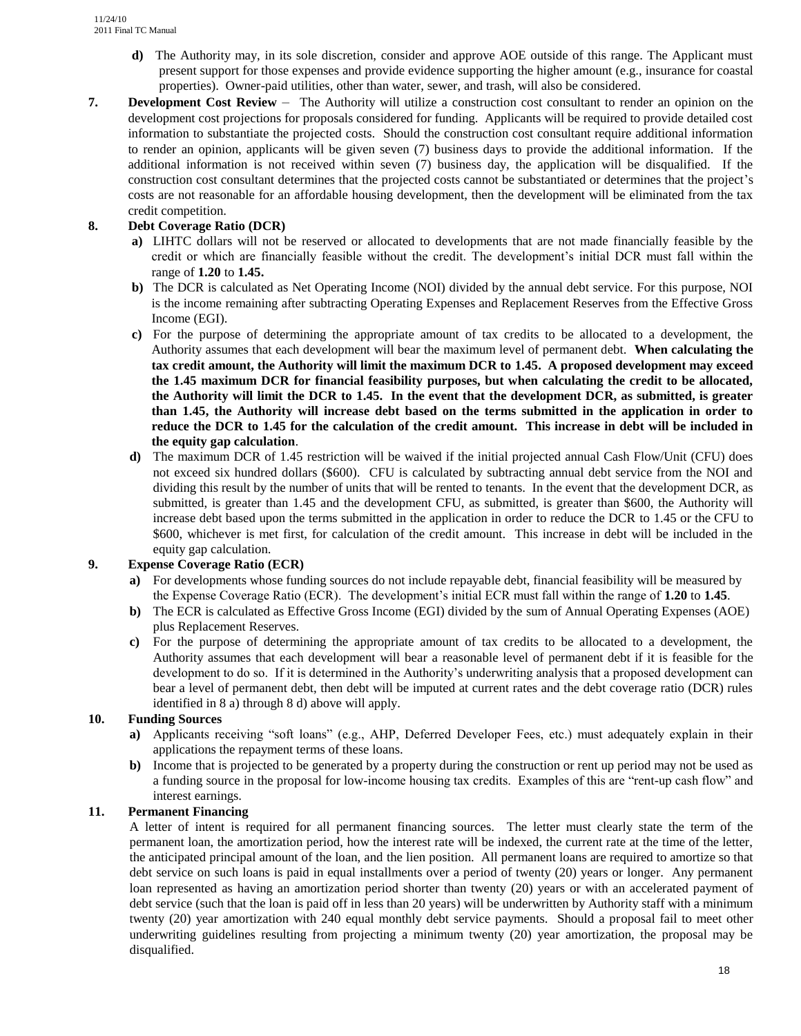**d)** The Authority may, in its sole discretion, consider and approve AOE outside of this range. The Applicant must present support for those expenses and provide evidence supporting the higher amount (e.g., insurance for coastal properties). Owner-paid utilities, other than water, sewer, and trash, will also be considered.

**7. Development Cost Review** – The Authority will utilize a construction cost consultant to render an opinion on the development cost projections for proposals considered for funding. Applicants will be required to provide detailed cost information to substantiate the projected costs. Should the construction cost consultant require additional information to render an opinion, applicants will be given seven (7) business days to provide the additional information. If the additional information is not received within seven (7) business day, the application will be disqualified. If the construction cost consultant determines that the projected costs cannot be substantiated or determines that the project's costs are not reasonable for an affordable housing development, then the development will be eliminated from the tax credit competition.

**8. Debt Coverage Ratio (DCR)**

**a)** LIHTC dollars will not be reserved or allocated to developments that are not made financially feasible by the credit or which are financially feasible without the credit. The development's initial DCR must fall within the range of **1.20** to **1.45.**

**b)** The DCR is calculated as Net Operating Income (NOI) divided by the annual debt service. For this purpose, NOI is the income remaining after subtracting Operating Expenses and Replacement Reserves from the Effective Gross Income (EGI).

**c)** For the purpose of determining the appropriate amount of tax credits to be allocated to a development, the Authority assumes that each development will bear the maximum level of permanent debt. **When calculating the tax credit amount, the Authority will limit the maximum DCR to 1.45. A proposed development may exceed the 1.45 maximum DCR for financial feasibility purposes, but when calculating the credit to be allocated, the Authority will limit the DCR to 1.45. In the event that the development DCR, as submitted, is greater than 1.45, the Authority will increase debt based on the terms submitted in the application in order to reduce the DCR to 1.45 for the calculation of the credit amount. This increase in debt will be included in the equity gap calculation**.

**d)** The maximum DCR of 1.45 restriction will be waived if the initial projected annual Cash Flow/Unit (CFU) does not exceed six hundred dollars ($600). CFU is calculated by subtracting annual debt service from the NOI and dividing this result by the number of units that will be rented to tenants. In the event that the development DCR, as submitted, is greater than 1.45 and the development CFU, as submitted, is greater than $600, the Authority will increase debt based upon the terms submitted in the application in order to reduce the DCR to 1.45 or the CFU to $600, whichever is met first, for calculation of the credit amount. This increase in debt will be included in the equity gap calculation.

**9. Expense Coverage Ratio (ECR)**

**a)** For developments whose funding sources do not include repayable debt, financial feasibility will be measured by the Expense Coverage Ratio (ECR). The development's initial ECR must fall within the range of **1.20** to **1.45**.

**b)** The ECR is calculated as Effective Gross Income (EGI) divided by the sum of Annual Operating Expenses (AOE) plus Replacement Reserves.

**c)** For the purpose of determining the appropriate amount of tax credits to be allocated to a development, the Authority assumes that each development will bear a reasonable level of permanent debt if it is feasible for the development to do so. If it is determined in the Authority's underwriting analysis that a proposed development can bear a level of permanent debt, then debt will be imputed at current rates and the debt coverage ratio (DCR) rules identified in 8 a) through 8 d) above will apply.

**10. Funding Sources**

**a)** Applicants receiving "soft loans" (e.g., AHP, Deferred Developer Fees, etc.) must adequately explain in their applications the repayment terms of these loans.

**b)** Income that is projected to be generated by a property during the construction or rent up period may not be used as a funding source in the proposal for low-income housing tax credits. Examples of this are "rent-up cash flow" and interest earnings.

**11. Permanent Financing**

A letter of intent is required for all permanent financing sources. The letter must clearly state the term of the permanent loan, the amortization period, how the interest rate will be indexed, the current rate at the time of the letter, the anticipated principal amount of the loan, and the lien position. All permanent loans are required to amortize so that debt service on such loans is paid in equal installments over a period of twenty (20) years or longer. Any permanent loan represented as having an amortization period shorter than twenty (20) years or with an accelerated payment of debt service (such that the loan is paid off in less than 20 years) will be underwritten by Authority staff with a minimum twenty (20) year amortization with 240 equal monthly debt service payments. Should a proposal fail to meet other underwriting guidelines resulting from projecting a minimum twenty (20) year amortization, the proposal may be disqualified.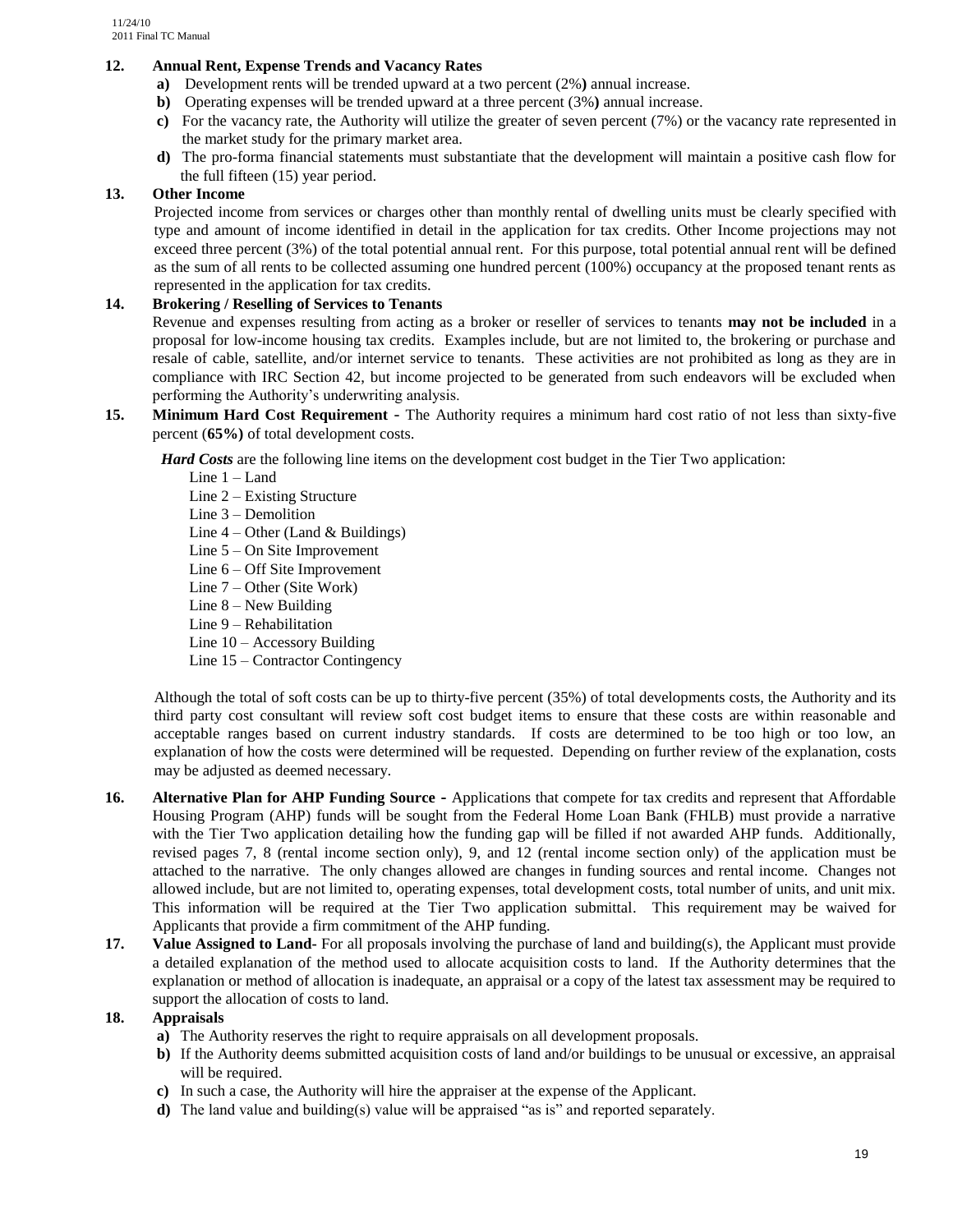**12. Annual Rent, Expense Trends and Vacancy Rates**

- **a)** Development rents will be trended upward at a two percent (2%**)** annual increase.
- **b)** Operating expenses will be trended upward at a three percent (3%**)** annual increase.
- **c)** For the vacancy rate, the Authority will utilize the greater of seven percent (7%) or the vacancy rate represented in the market study for the primary market area.
- **d)** The pro-forma financial statements must substantiate that the development will maintain a positive cash flow for the full fifteen (15) year period.

**13. Other Income**

Projected income from services or charges other than monthly rental of dwelling units must be clearly specified with type and amount of income identified in detail in the application for tax credits. Other Income projections may not exceed three percent (3%) of the total potential annual rent. For this purpose, total potential annual rent will be defined as the sum of all rents to be collected assuming one hundred percent (100%) occupancy at the proposed tenant rents as represented in the application for tax credits.

**14. Brokering / Reselling of Services to Tenants**

Revenue and expenses resulting from acting as a broker or reseller of services to tenants **may not be included** in a proposal for low-income housing tax credits. Examples include, but are not limited to, the brokering or purchase and resale of cable, satellite, and/or internet service to tenants. These activities are not prohibited as long as they are in compliance with IRC Section 42, but income projected to be generated from such endeavors will be excluded when performing the Authority's underwriting analysis.

**15. Minimum Hard Cost Requirement -** The Authority requires a minimum hard cost ratio of not less than sixty-five percent (**65%)** of total development costs.

***Hard Costs*** are the following line items on the development cost budget in the Tier Two application:

Line 1 – Land
Line 2 – Existing Structure
Line 3 – Demolition
Line 4 – Other (Land & Buildings)
Line 5 – On Site Improvement
Line 6 – Off Site Improvement
Line 7 – Other (Site Work)
Line 8 – New Building
Line 9 – Rehabilitation
Line 10 – Accessory Building
Line 15 – Contractor Contingency

Although the total of soft costs can be up to thirty-five percent (35%) of total developments costs, the Authority and its third party cost consultant will review soft cost budget items to ensure that these costs are within reasonable and acceptable ranges based on current industry standards. If costs are determined to be too high or too low, an explanation of how the costs were determined will be requested. Depending on further review of the explanation, costs may be adjusted as deemed necessary.

**16. Alternative Plan for AHP Funding Source -** Applications that compete for tax credits and represent that Affordable Housing Program (AHP) funds will be sought from the Federal Home Loan Bank (FHLB) must provide a narrative with the Tier Two application detailing how the funding gap will be filled if not awarded AHP funds. Additionally, revised pages 7, 8 (rental income section only), 9, and 12 (rental income section only) of the application must be attached to the narrative. The only changes allowed are changes in funding sources and rental income. Changes not allowed include, but are not limited to, operating expenses, total development costs, total number of units, and unit mix. This information will be required at the Tier Two application submittal. This requirement may be waived for Applicants that provide a firm commitment of the AHP funding.

**17. Value Assigned to Land-** For all proposals involving the purchase of land and building(s), the Applicant must provide a detailed explanation of the method used to allocate acquisition costs to land. If the Authority determines that the explanation or method of allocation is inadequate, an appraisal or a copy of the latest tax assessment may be required to support the allocation of costs to land.

**18. Appraisals**

- **a)** The Authority reserves the right to require appraisals on all development proposals.
- **b)** If the Authority deems submitted acquisition costs of land and/or buildings to be unusual or excessive, an appraisal will be required.
- **c)** In such a case, the Authority will hire the appraiser at the expense of the Applicant.
- **d)** The land value and building(s) value will be appraised "as is" and reported separately.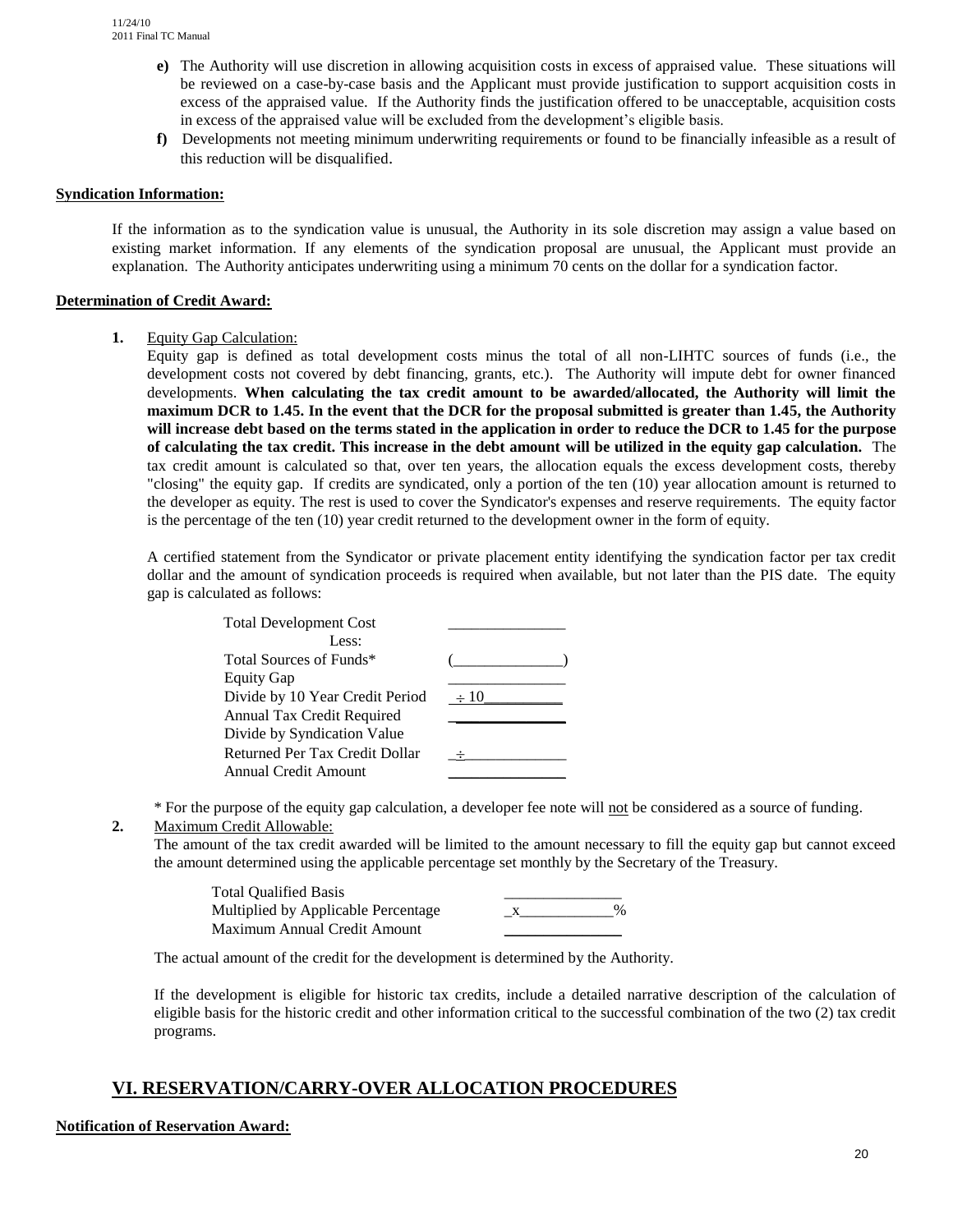e) The Authority will use discretion in allowing acquisition costs in excess of appraised value. These situations will be reviewed on a case-by-case basis and the Applicant must provide justification to support acquisition costs in excess of the appraised value. If the Authority finds the justification offered to be unacceptable, acquisition costs in excess of the appraised value will be excluded from the development's eligible basis.

f) Developments not meeting minimum underwriting requirements or found to be financially infeasible as a result of this reduction will be disqualified.

**Syndication Information:**

If the information as to the syndication value is unusual, the Authority in its sole discretion may assign a value based on existing market information. If any elements of the syndication proposal are unusual, the Applicant must provide an explanation. The Authority anticipates underwriting using a minimum 70 cents on the dollar for a syndication factor.

**Determination of Credit Award:**

1. Equity Gap Calculation:

   Equity gap is defined as total development costs minus the total of all non-LIHTC sources of funds (i.e., the development costs not covered by debt financing, grants, etc.). The Authority will impute debt for owner financed developments. **When calculating the tax credit amount to be awarded/allocated, the Authority will limit the maximum DCR to 1.45. In the event that the DCR for the proposal submitted is greater than 1.45, the Authority will increase debt based on the terms stated in the application in order to reduce the DCR to 1.45 for the purpose of calculating the tax credit. This increase in the debt amount will be utilized in the equity gap calculation.** The tax credit amount is calculated so that, over ten years, the allocation equals the excess development costs, thereby "closing" the equity gap. If credits are syndicated, only a portion of the ten (10) year allocation amount is returned to the developer as equity. The rest is used to cover the Syndicator's expenses and reserve requirements. The equity factor is the percentage of the ten (10) year credit returned to the development owner in the form of equity.

   A certified statement from the Syndicator or private placement entity identifying the syndication factor per tax credit dollar and the amount of syndication proceeds is required when available, but not later than the PIS date. The equity gap is calculated as follows:

| | |
|---|---|
| Total Development Cost | _______________ |
| Less: | |
| Total Sources of Funds* | (______________) |
| Equity Gap | _______________ |
| Divide by 10 Year Credit Period | ÷ 10__________ |
| Annual Tax Credit Required | _______________ |
| Divide by Syndication Value | |
| Returned Per Tax Credit Dollar | ÷_____________ |
| Annual Credit Amount | _______________ |

   \* For the purpose of the equity gap calculation, a developer fee note will not be considered as a source of funding.

2. Maximum Credit Allowable:

   The amount of the tax credit awarded will be limited to the amount necessary to fill the equity gap but cannot exceed the amount determined using the applicable percentage set monthly by the Secretary of the Treasury.

| | |
|---|---|
| Total Qualified Basis | _______________ |
| Multiplied by Applicable Percentage | x____________% |
| Maximum Annual Credit Amount | _______________ |

   The actual amount of the credit for the development is determined by the Authority.

   If the development is eligible for historic tax credits, include a detailed narrative description of the calculation of eligible basis for the historic credit and other information critical to the successful combination of the two (2) tax credit programs.

## VI. RESERVATION/CARRY-OVER ALLOCATION PROCEDURES

**Notification of Reservation Award:**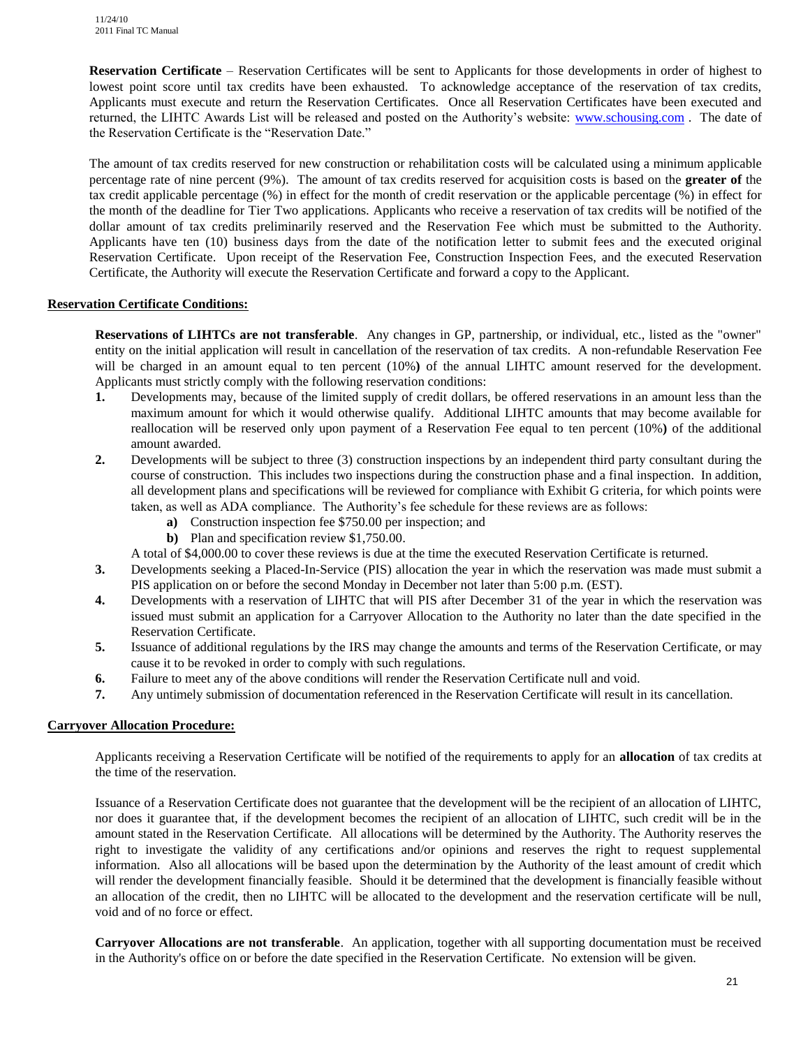**Reservation Certificate** – Reservation Certificates will be sent to Applicants for those developments in order of highest to lowest point score until tax credits have been exhausted. To acknowledge acceptance of the reservation of tax credits, Applicants must execute and return the Reservation Certificates. Once all Reservation Certificates have been executed and returned, the LIHTC Awards List will be released and posted on the Authority's website: www.schousing.com . The date of the Reservation Certificate is the "Reservation Date."

The amount of tax credits reserved for new construction or rehabilitation costs will be calculated using a minimum applicable percentage rate of nine percent (9%). The amount of tax credits reserved for acquisition costs is based on the **greater of** the tax credit applicable percentage (%) in effect for the month of credit reservation or the applicable percentage (%) in effect for the month of the deadline for Tier Two applications. Applicants who receive a reservation of tax credits will be notified of the dollar amount of tax credits preliminarily reserved and the Reservation Fee which must be submitted to the Authority. Applicants have ten (10) business days from the date of the notification letter to submit fees and the executed original Reservation Certificate. Upon receipt of the Reservation Fee, Construction Inspection Fees, and the executed Reservation Certificate, the Authority will execute the Reservation Certificate and forward a copy to the Applicant.

## Reservation Certificate Conditions:

**Reservations of LIHTCs are not transferable**. Any changes in GP, partnership, or individual, etc., listed as the "owner" entity on the initial application will result in cancellation of the reservation of tax credits. A non-refundable Reservation Fee will be charged in an amount equal to ten percent (10%**)** of the annual LIHTC amount reserved for the development. Applicants must strictly comply with the following reservation conditions:

1. Developments may, because of the limited supply of credit dollars, be offered reservations in an amount less than the maximum amount for which it would otherwise qualify. Additional LIHTC amounts that may become available for reallocation will be reserved only upon payment of a Reservation Fee equal to ten percent (10%**)** of the additional amount awarded.
2. Developments will be subject to three (3) construction inspections by an independent third party consultant during the course of construction. This includes two inspections during the construction phase and a final inspection. In addition, all development plans and specifications will be reviewed for compliance with Exhibit G criteria, for which points were taken, as well as ADA compliance. The Authority's fee schedule for these reviews are as follows:
   - **a)** Construction inspection fee $750.00 per inspection; and
   - **b)** Plan and specification review $1,750.00.

   A total of $4,000.00 to cover these reviews is due at the time the executed Reservation Certificate is returned.
3. Developments seeking a Placed-In-Service (PIS) allocation the year in which the reservation was made must submit a PIS application on or before the second Monday in December not later than 5:00 p.m. (EST).
4. Developments with a reservation of LIHTC that will PIS after December 31 of the year in which the reservation was issued must submit an application for a Carryover Allocation to the Authority no later than the date specified in the Reservation Certificate.
5. Issuance of additional regulations by the IRS may change the amounts and terms of the Reservation Certificate, or may cause it to be revoked in order to comply with such regulations.
6. Failure to meet any of the above conditions will render the Reservation Certificate null and void.
7. Any untimely submission of documentation referenced in the Reservation Certificate will result in its cancellation.

## Carryover Allocation Procedure:

Applicants receiving a Reservation Certificate will be notified of the requirements to apply for an **allocation** of tax credits at the time of the reservation.

Issuance of a Reservation Certificate does not guarantee that the development will be the recipient of an allocation of LIHTC, nor does it guarantee that, if the development becomes the recipient of an allocation of LIHTC, such credit will be in the amount stated in the Reservation Certificate. All allocations will be determined by the Authority. The Authority reserves the right to investigate the validity of any certifications and/or opinions and reserves the right to request supplemental information. Also all allocations will be based upon the determination by the Authority of the least amount of credit which will render the development financially feasible. Should it be determined that the development is financially feasible without an allocation of the credit, then no LIHTC will be allocated to the development and the reservation certificate will be null, void and of no force or effect.

**Carryover Allocations are not transferable**. An application, together with all supporting documentation must be received in the Authority's office on or before the date specified in the Reservation Certificate. No extension will be given.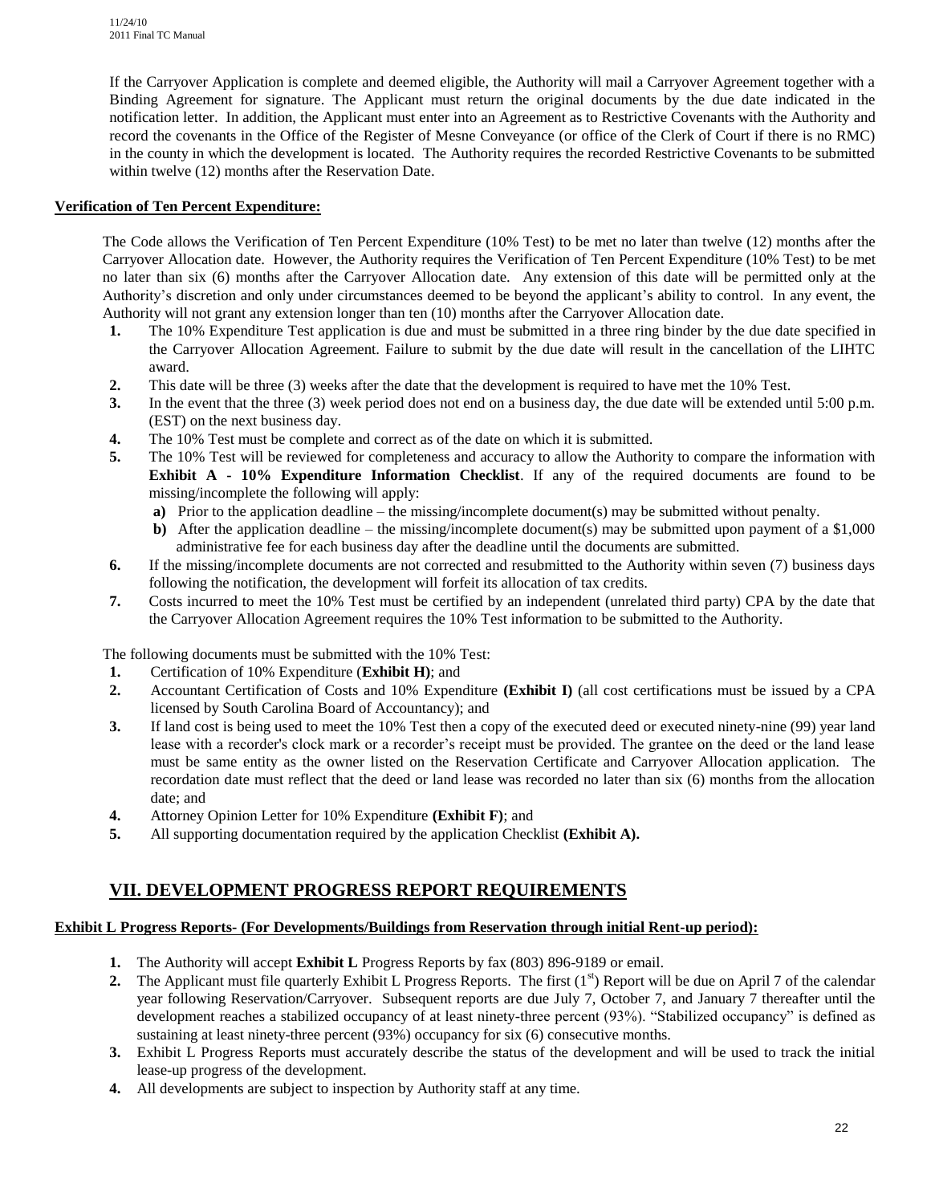If the Carryover Application is complete and deemed eligible, the Authority will mail a Carryover Agreement together with a Binding Agreement for signature. The Applicant must return the original documents by the due date indicated in the notification letter. In addition, the Applicant must enter into an Agreement as to Restrictive Covenants with the Authority and record the covenants in the Office of the Register of Mesne Conveyance (or office of the Clerk of Court if there is no RMC) in the county in which the development is located. The Authority requires the recorded Restrictive Covenants to be submitted within twelve (12) months after the Reservation Date.

**Verification of Ten Percent Expenditure:**

The Code allows the Verification of Ten Percent Expenditure (10% Test) to be met no later than twelve (12) months after the Carryover Allocation date. However, the Authority requires the Verification of Ten Percent Expenditure (10% Test) to be met no later than six (6) months after the Carryover Allocation date. Any extension of this date will be permitted only at the Authority's discretion and only under circumstances deemed to be beyond the applicant's ability to control. In any event, the Authority will not grant any extension longer than ten (10) months after the Carryover Allocation date.

1. The 10% Expenditure Test application is due and must be submitted in a three ring binder by the due date specified in the Carryover Allocation Agreement. Failure to submit by the due date will result in the cancellation of the LIHTC award.
2. This date will be three (3) weeks after the date that the development is required to have met the 10% Test.
3. In the event that the three (3) week period does not end on a business day, the due date will be extended until 5:00 p.m. (EST) on the next business day.
4. The 10% Test must be complete and correct as of the date on which it is submitted.
5. The 10% Test will be reviewed for completeness and accuracy to allow the Authority to compare the information with **Exhibit A - 10% Expenditure Information Checklist**. If any of the required documents are found to be missing/incomplete the following will apply:
   - **a)** Prior to the application deadline – the missing/incomplete document(s) may be submitted without penalty.
   - **b)** After the application deadline – the missing/incomplete document(s) may be submitted upon payment of a $1,000 administrative fee for each business day after the deadline until the documents are submitted.
6. If the missing/incomplete documents are not corrected and resubmitted to the Authority within seven (7) business days following the notification, the development will forfeit its allocation of tax credits.
7. Costs incurred to meet the 10% Test must be certified by an independent (unrelated third party) CPA by the date that the Carryover Allocation Agreement requires the 10% Test information to be submitted to the Authority.

The following documents must be submitted with the 10% Test:

1. Certification of 10% Expenditure (**Exhibit H**); and
2. Accountant Certification of Costs and 10% Expenditure **(Exhibit I)** (all cost certifications must be issued by a CPA licensed by South Carolina Board of Accountancy); and
3. If land cost is being used to meet the 10% Test then a copy of the executed deed or executed ninety-nine (99) year land lease with a recorder's clock mark or a recorder's receipt must be provided. The grantee on the deed or the land lease must be same entity as the owner listed on the Reservation Certificate and Carryover Allocation application. The recordation date must reflect that the deed or land lease was recorded no later than six (6) months from the allocation date; and
4. Attorney Opinion Letter for 10% Expenditure **(Exhibit F)**; and
5. All supporting documentation required by the application Checklist **(Exhibit A).**

## VII. DEVELOPMENT PROGRESS REPORT REQUIREMENTS

**Exhibit L Progress Reports- (For Developments/Buildings from Reservation through initial Rent-up period):**

1. The Authority will accept **Exhibit L** Progress Reports by fax (803) 896-9189 or email.
2. The Applicant must file quarterly Exhibit L Progress Reports. The first (1st) Report will be due on April 7 of the calendar year following Reservation/Carryover. Subsequent reports are due July 7, October 7, and January 7 thereafter until the development reaches a stabilized occupancy of at least ninety-three percent (93%). "Stabilized occupancy" is defined as sustaining at least ninety-three percent (93%) occupancy for six (6) consecutive months.
3. Exhibit L Progress Reports must accurately describe the status of the development and will be used to track the initial lease-up progress of the development.
4. All developments are subject to inspection by Authority staff at any time.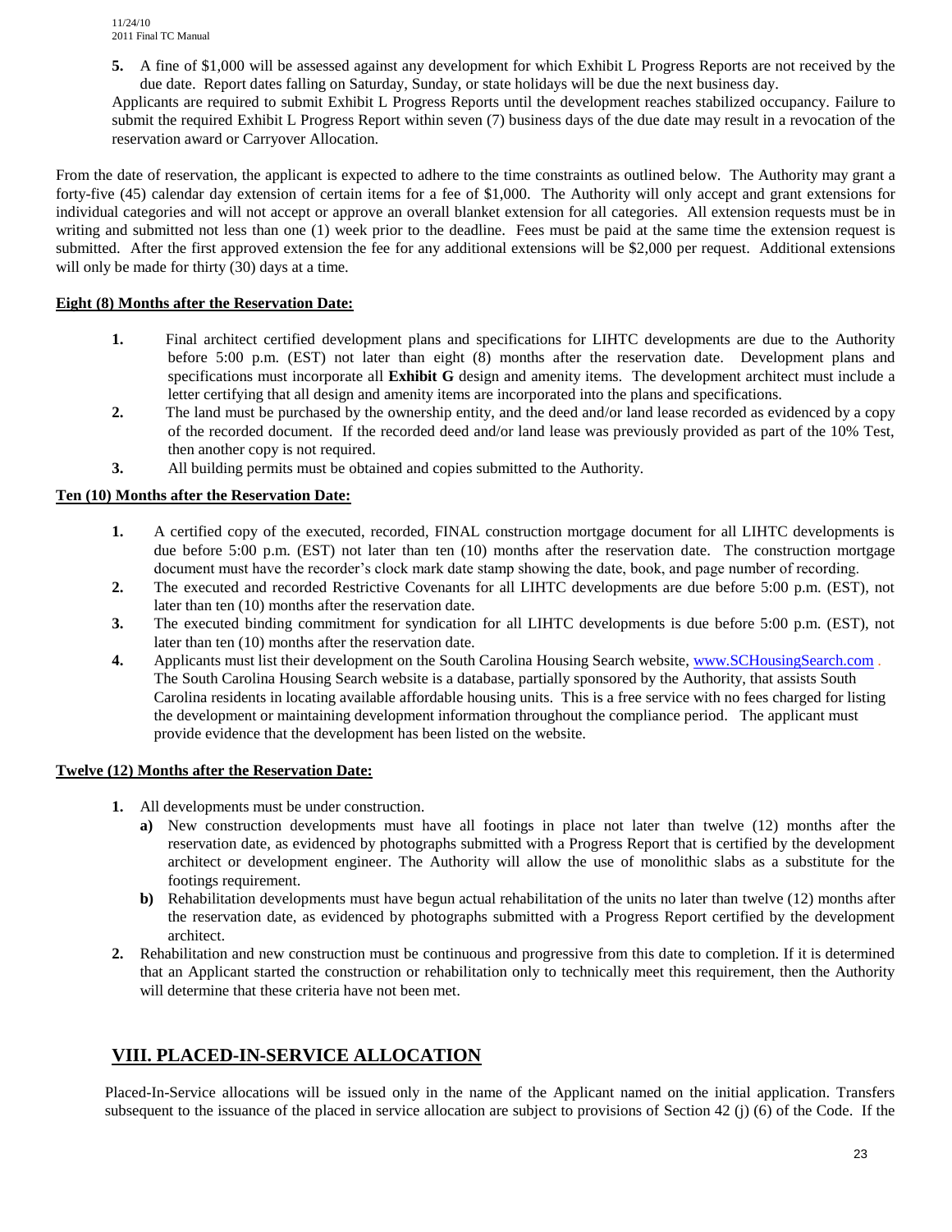5. A fine of $1,000 will be assessed against any development for which Exhibit L Progress Reports are not received by the due date. Report dates falling on Saturday, Sunday, or state holidays will be due the next business day.

Applicants are required to submit Exhibit L Progress Reports until the development reaches stabilized occupancy. Failure to submit the required Exhibit L Progress Report within seven (7) business days of the due date may result in a revocation of the reservation award or Carryover Allocation.

From the date of reservation, the applicant is expected to adhere to the time constraints as outlined below. The Authority may grant a forty-five (45) calendar day extension of certain items for a fee of $1,000. The Authority will only accept and grant extensions for individual categories and will not accept or approve an overall blanket extension for all categories. All extension requests must be in writing and submitted not less than one (1) week prior to the deadline. Fees must be paid at the same time the extension request is submitted. After the first approved extension the fee for any additional extensions will be $2,000 per request. Additional extensions will only be made for thirty (30) days at a time.

**Eight (8) Months after the Reservation Date:**

1. Final architect certified development plans and specifications for LIHTC developments are due to the Authority before 5:00 p.m. (EST) not later than eight (8) months after the reservation date. Development plans and specifications must incorporate all **Exhibit G** design and amenity items. The development architect must include a letter certifying that all design and amenity items are incorporated into the plans and specifications.
2. The land must be purchased by the ownership entity, and the deed and/or land lease recorded as evidenced by a copy of the recorded document. If the recorded deed and/or land lease was previously provided as part of the 10% Test, then another copy is not required.
3. All building permits must be obtained and copies submitted to the Authority.

**Ten (10) Months after the Reservation Date:**

1. A certified copy of the executed, recorded, FINAL construction mortgage document for all LIHTC developments is due before 5:00 p.m. (EST) not later than ten (10) months after the reservation date. The construction mortgage document must have the recorder's clock mark date stamp showing the date, book, and page number of recording.
2. The executed and recorded Restrictive Covenants for all LIHTC developments are due before 5:00 p.m. (EST), not later than ten (10) months after the reservation date.
3. The executed binding commitment for syndication for all LIHTC developments is due before 5:00 p.m. (EST), not later than ten (10) months after the reservation date.
4. Applicants must list their development on the South Carolina Housing Search website, www.SCHousingSearch.com . The South Carolina Housing Search website is a database, partially sponsored by the Authority, that assists South Carolina residents in locating available affordable housing units. This is a free service with no fees charged for listing the development or maintaining development information throughout the compliance period. The applicant must provide evidence that the development has been listed on the website.

**Twelve (12) Months after the Reservation Date:**

1. All developments must be under construction.
   - **a)** New construction developments must have all footings in place not later than twelve (12) months after the reservation date, as evidenced by photographs submitted with a Progress Report that is certified by the development architect or development engineer. The Authority will allow the use of monolithic slabs as a substitute for the footings requirement.
   - **b)** Rehabilitation developments must have begun actual rehabilitation of the units no later than twelve (12) months after the reservation date, as evidenced by photographs submitted with a Progress Report certified by the development architect.
2. Rehabilitation and new construction must be continuous and progressive from this date to completion. If it is determined that an Applicant started the construction or rehabilitation only to technically meet this requirement, then the Authority will determine that these criteria have not been met.

## VIII. PLACED-IN-SERVICE ALLOCATION

Placed-In-Service allocations will be issued only in the name of the Applicant named on the initial application. Transfers subsequent to the issuance of the placed in service allocation are subject to provisions of Section 42 (j) (6) of the Code. If the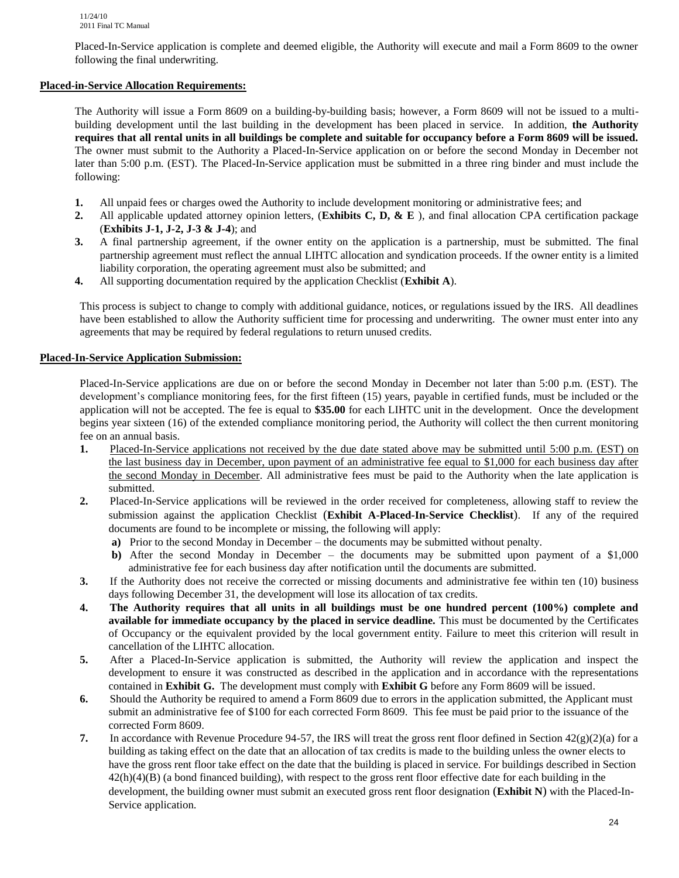Placed-In-Service application is complete and deemed eligible, the Authority will execute and mail a Form 8609 to the owner following the final underwriting.

**<u>Placed-in-Service Allocation Requirements:</u>**

The Authority will issue a Form 8609 on a building-by-building basis; however, a Form 8609 will not be issued to a multi-building development until the last building in the development has been placed in service. In addition, **the Authority requires that all rental units in all buildings be complete and suitable for occupancy before a Form 8609 will be issued.** The owner must submit to the Authority a Placed-In-Service application on or before the second Monday in December not later than 5:00 p.m. (EST). The Placed-In-Service application must be submitted in a three ring binder and must include the following:

1. All unpaid fees or charges owed the Authority to include development monitoring or administrative fees; and
2. All applicable updated attorney opinion letters, (**Exhibits C, D, & E** ), and final allocation CPA certification package (**Exhibits J-1, J-2, J-3 & J-4**); and
3. A final partnership agreement, if the owner entity on the application is a partnership, must be submitted. The final partnership agreement must reflect the annual LIHTC allocation and syndication proceeds. If the owner entity is a limited liability corporation, the operating agreement must also be submitted; and
4. All supporting documentation required by the application Checklist (**Exhibit A**).

This process is subject to change to comply with additional guidance, notices, or regulations issued by the IRS. All deadlines have been established to allow the Authority sufficient time for processing and underwriting. The owner must enter into any agreements that may be required by federal regulations to return unused credits.

**<u>Placed-In-Service Application Submission:</u>**

Placed-In-Service applications are due on or before the second Monday in December not later than 5:00 p.m. (EST). The development's compliance monitoring fees, for the first fifteen (15) years, payable in certified funds, must be included or the application will not be accepted. The fee is equal to **$35.00** for each LIHTC unit in the development. Once the development begins year sixteen (16) of the extended compliance monitoring period, the Authority will collect the then current monitoring fee on an annual basis.

1. <u>Placed-In-Service applications not received by the due date stated above may be submitted until 5:00 p.m. (EST) on the last business day in December, upon payment of an administrative fee equal to $1,000 for each business day after the second Monday in December</u>. All administrative fees must be paid to the Authority when the late application is submitted.
2. Placed-In-Service applications will be reviewed in the order received for completeness, allowing staff to review the submission against the application Checklist (**Exhibit A-Placed-In-Service Checklist**). If any of the required documents are found to be incomplete or missing, the following will apply:
   - **a)** Prior to the second Monday in December – the documents may be submitted without penalty.
   - **b)** After the second Monday in December – the documents may be submitted upon payment of a $1,000 administrative fee for each business day after notification until the documents are submitted.
3. If the Authority does not receive the corrected or missing documents and administrative fee within ten (10) business days following December 31, the development will lose its allocation of tax credits.
4. **The Authority requires that all units in all buildings must be one hundred percent (100%) complete and available for immediate occupancy by the placed in service deadline.** This must be documented by the Certificates of Occupancy or the equivalent provided by the local government entity. Failure to meet this criterion will result in cancellation of the LIHTC allocation.
5. After a Placed-In-Service application is submitted, the Authority will review the application and inspect the development to ensure it was constructed as described in the application and in accordance with the representations contained in **Exhibit G.** The development must comply with **Exhibit G** before any Form 8609 will be issued.
6. Should the Authority be required to amend a Form 8609 due to errors in the application submitted, the Applicant must submit an administrative fee of $100 for each corrected Form 8609. This fee must be paid prior to the issuance of the corrected Form 8609.
7. In accordance with Revenue Procedure 94-57, the IRS will treat the gross rent floor defined in Section 42(g)(2)(a) for a building as taking effect on the date that an allocation of tax credits is made to the building unless the owner elects to have the gross rent floor take effect on the date that the building is placed in service. For buildings described in Section 42(h)(4)(B) (a bond financed building), with respect to the gross rent floor effective date for each building in the development, the building owner must submit an executed gross rent floor designation (**Exhibit N**) with the Placed-In-Service application.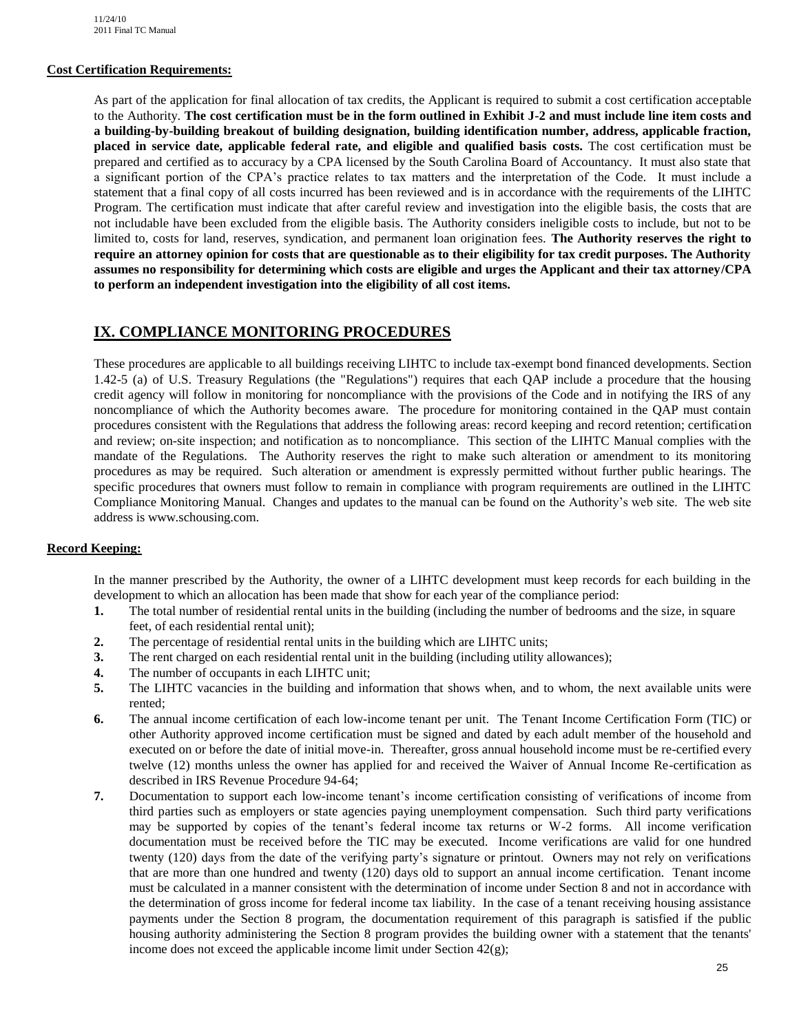**Cost Certification Requirements:**

As part of the application for final allocation of tax credits, the Applicant is required to submit a cost certification acceptable to the Authority. **The cost certification must be in the form outlined in Exhibit J-2 and must include line item costs and a building-by-building breakout of building designation, building identification number, address, applicable fraction, placed in service date, applicable federal rate, and eligible and qualified basis costs.** The cost certification must be prepared and certified as to accuracy by a CPA licensed by the South Carolina Board of Accountancy. It must also state that a significant portion of the CPA's practice relates to tax matters and the interpretation of the Code. It must include a statement that a final copy of all costs incurred has been reviewed and is in accordance with the requirements of the LIHTC Program. The certification must indicate that after careful review and investigation into the eligible basis, the costs that are not includable have been excluded from the eligible basis. The Authority considers ineligible costs to include, but not to be limited to, costs for land, reserves, syndication, and permanent loan origination fees. **The Authority reserves the right to require an attorney opinion for costs that are questionable as to their eligibility for tax credit purposes. The Authority assumes no responsibility for determining which costs are eligible and urges the Applicant and their tax attorney/CPA to perform an independent investigation into the eligibility of all cost items.**

## IX. COMPLIANCE MONITORING PROCEDURES

These procedures are applicable to all buildings receiving LIHTC to include tax-exempt bond financed developments. Section 1.42-5 (a) of U.S. Treasury Regulations (the "Regulations") requires that each QAP include a procedure that the housing credit agency will follow in monitoring for noncompliance with the provisions of the Code and in notifying the IRS of any noncompliance of which the Authority becomes aware. The procedure for monitoring contained in the QAP must contain procedures consistent with the Regulations that address the following areas: record keeping and record retention; certification and review; on-site inspection; and notification as to noncompliance. This section of the LIHTC Manual complies with the mandate of the Regulations. The Authority reserves the right to make such alteration or amendment to its monitoring procedures as may be required. Such alteration or amendment is expressly permitted without further public hearings. The specific procedures that owners must follow to remain in compliance with program requirements are outlined in the LIHTC Compliance Monitoring Manual. Changes and updates to the manual can be found on the Authority's web site. The web site address is www.schousing.com.

**Record Keeping:**

In the manner prescribed by the Authority, the owner of a LIHTC development must keep records for each building in the development to which an allocation has been made that show for each year of the compliance period:

1. The total number of residential rental units in the building (including the number of bedrooms and the size, in square feet, of each residential rental unit);
2. The percentage of residential rental units in the building which are LIHTC units;
3. The rent charged on each residential rental unit in the building (including utility allowances);
4. The number of occupants in each LIHTC unit;
5. The LIHTC vacancies in the building and information that shows when, and to whom, the next available units were rented;
6. The annual income certification of each low-income tenant per unit. The Tenant Income Certification Form (TIC) or other Authority approved income certification must be signed and dated by each adult member of the household and executed on or before the date of initial move-in. Thereafter, gross annual household income must be re-certified every twelve (12) months unless the owner has applied for and received the Waiver of Annual Income Re-certification as described in IRS Revenue Procedure 94-64;
7. Documentation to support each low-income tenant's income certification consisting of verifications of income from third parties such as employers or state agencies paying unemployment compensation. Such third party verifications may be supported by copies of the tenant's federal income tax returns or W-2 forms. All income verification documentation must be received before the TIC may be executed. Income verifications are valid for one hundred twenty (120) days from the date of the verifying party's signature or printout. Owners may not rely on verifications that are more than one hundred and twenty (120) days old to support an annual income certification. Tenant income must be calculated in a manner consistent with the determination of income under Section 8 and not in accordance with the determination of gross income for federal income tax liability. In the case of a tenant receiving housing assistance payments under the Section 8 program, the documentation requirement of this paragraph is satisfied if the public housing authority administering the Section 8 program provides the building owner with a statement that the tenants' income does not exceed the applicable income limit under Section 42(g);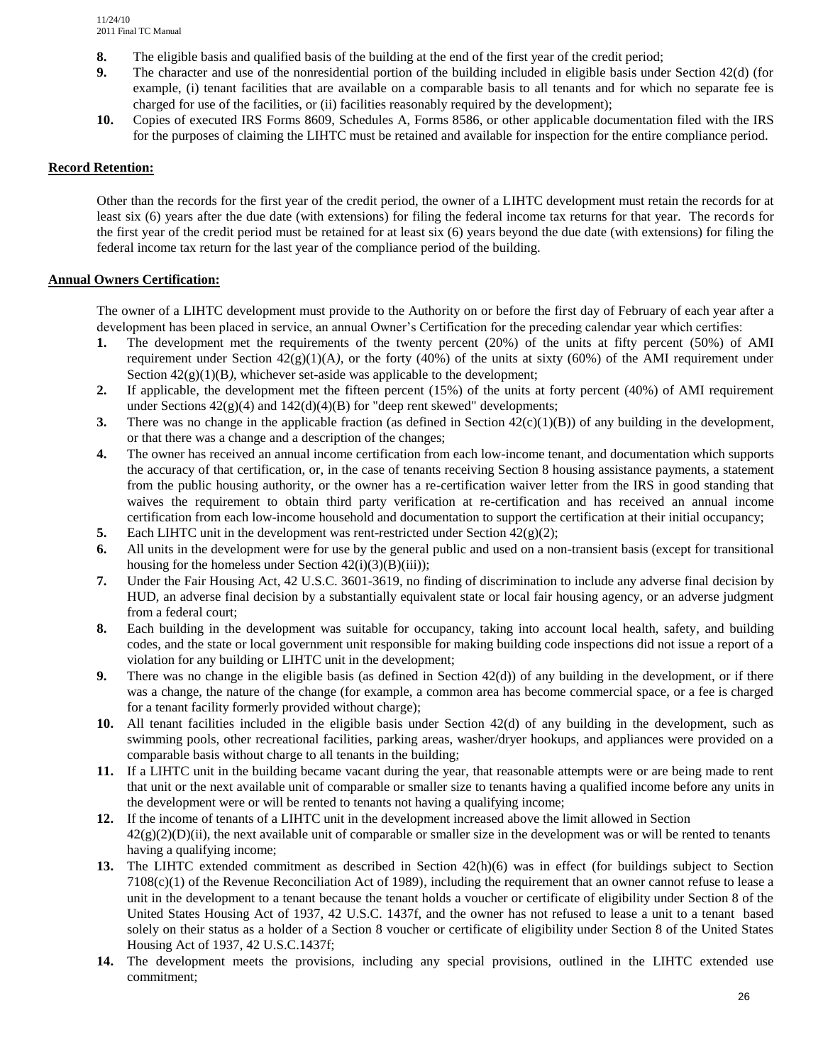8. The eligible basis and qualified basis of the building at the end of the first year of the credit period;
9. The character and use of the nonresidential portion of the building included in eligible basis under Section 42(d) (for example, (i) tenant facilities that are available on a comparable basis to all tenants and for which no separate fee is charged for use of the facilities, or (ii) facilities reasonably required by the development);
10. Copies of executed IRS Forms 8609, Schedules A, Forms 8586, or other applicable documentation filed with the IRS for the purposes of claiming the LIHTC must be retained and available for inspection for the entire compliance period.

**Record Retention:**

Other than the records for the first year of the credit period, the owner of a LIHTC development must retain the records for at least six (6) years after the due date (with extensions) for filing the federal income tax returns for that year. The records for the first year of the credit period must be retained for at least six (6) years beyond the due date (with extensions) for filing the federal income tax return for the last year of the compliance period of the building.

**Annual Owners Certification:**

The owner of a LIHTC development must provide to the Authority on or before the first day of February of each year after a development has been placed in service, an annual Owner's Certification for the preceding calendar year which certifies:

1. The development met the requirements of the twenty percent (20%) of the units at fifty percent (50%) of AMI requirement under Section 42(g)(1)(A*)*, or the forty (40%) of the units at sixty (60%) of the AMI requirement under Section 42(g)(1)(B*)*, whichever set-aside was applicable to the development;
2. If applicable, the development met the fifteen percent (15%) of the units at forty percent (40%) of AMI requirement under Sections 42(g)(4) and 142(d)(4)(B) for "deep rent skewed" developments;
3. There was no change in the applicable fraction (as defined in Section 42(c)(1)(B)) of any building in the development, or that there was a change and a description of the changes;
4. The owner has received an annual income certification from each low-income tenant, and documentation which supports the accuracy of that certification, or, in the case of tenants receiving Section 8 housing assistance payments, a statement from the public housing authority, or the owner has a re-certification waiver letter from the IRS in good standing that waives the requirement to obtain third party verification at re-certification and has received an annual income certification from each low-income household and documentation to support the certification at their initial occupancy;
5. Each LIHTC unit in the development was rent-restricted under Section 42(g)(2);
6. All units in the development were for use by the general public and used on a non-transient basis (except for transitional housing for the homeless under Section 42(i)(3)(B)(iii));
7. Under the Fair Housing Act, 42 U.S.C. 3601-3619, no finding of discrimination to include any adverse final decision by HUD, an adverse final decision by a substantially equivalent state or local fair housing agency, or an adverse judgment from a federal court;
8. Each building in the development was suitable for occupancy, taking into account local health, safety, and building codes, and the state or local government unit responsible for making building code inspections did not issue a report of a violation for any building or LIHTC unit in the development;
9. There was no change in the eligible basis (as defined in Section 42(d)) of any building in the development, or if there was a change, the nature of the change (for example, a common area has become commercial space, or a fee is charged for a tenant facility formerly provided without charge);
10. All tenant facilities included in the eligible basis under Section 42(d) of any building in the development, such as swimming pools, other recreational facilities, parking areas, washer/dryer hookups, and appliances were provided on a comparable basis without charge to all tenants in the building;
11. If a LIHTC unit in the building became vacant during the year, that reasonable attempts were or are being made to rent that unit or the next available unit of comparable or smaller size to tenants having a qualified income before any units in the development were or will be rented to tenants not having a qualifying income;
12. If the income of tenants of a LIHTC unit in the development increased above the limit allowed in Section 42(g)(2)(D)(ii), the next available unit of comparable or smaller size in the development was or will be rented to tenants having a qualifying income;
13. The LIHTC extended commitment as described in Section 42(h)(6) was in effect (for buildings subject to Section 7108(c)(1) of the Revenue Reconciliation Act of 1989), including the requirement that an owner cannot refuse to lease a unit in the development to a tenant because the tenant holds a voucher or certificate of eligibility under Section 8 of the United States Housing Act of 1937, 42 U.S.C. 1437f, and the owner has not refused to lease a unit to a tenant based solely on their status as a holder of a Section 8 voucher or certificate of eligibility under Section 8 of the United States Housing Act of 1937, 42 U.S.C.1437f;
14. The development meets the provisions, including any special provisions, outlined in the LIHTC extended use commitment;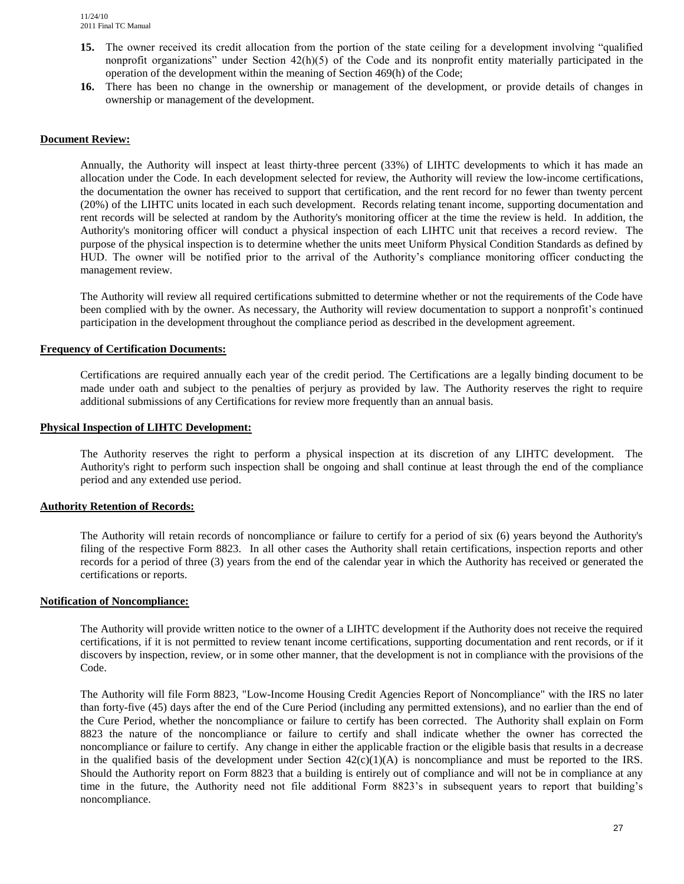15. The owner received its credit allocation from the portion of the state ceiling for a development involving "qualified nonprofit organizations" under Section 42(h)(5) of the Code and its nonprofit entity materially participated in the operation of the development within the meaning of Section 469(h) of the Code;
16. There has been no change in the ownership or management of the development, or provide details of changes in ownership or management of the development.

**Document Review:**

Annually, the Authority will inspect at least thirty-three percent (33%) of LIHTC developments to which it has made an allocation under the Code. In each development selected for review, the Authority will review the low-income certifications, the documentation the owner has received to support that certification, and the rent record for no fewer than twenty percent (20%) of the LIHTC units located in each such development. Records relating tenant income, supporting documentation and rent records will be selected at random by the Authority's monitoring officer at the time the review is held. In addition, the Authority's monitoring officer will conduct a physical inspection of each LIHTC unit that receives a record review. The purpose of the physical inspection is to determine whether the units meet Uniform Physical Condition Standards as defined by HUD. The owner will be notified prior to the arrival of the Authority's compliance monitoring officer conducting the management review.

The Authority will review all required certifications submitted to determine whether or not the requirements of the Code have been complied with by the owner. As necessary, the Authority will review documentation to support a nonprofit's continued participation in the development throughout the compliance period as described in the development agreement.

**Frequency of Certification Documents:**

Certifications are required annually each year of the credit period. The Certifications are a legally binding document to be made under oath and subject to the penalties of perjury as provided by law. The Authority reserves the right to require additional submissions of any Certifications for review more frequently than an annual basis.

**Physical Inspection of LIHTC Development:**

The Authority reserves the right to perform a physical inspection at its discretion of any LIHTC development. The Authority's right to perform such inspection shall be ongoing and shall continue at least through the end of the compliance period and any extended use period.

**Authority Retention of Records:**

The Authority will retain records of noncompliance or failure to certify for a period of six (6) years beyond the Authority's filing of the respective Form 8823. In all other cases the Authority shall retain certifications, inspection reports and other records for a period of three (3) years from the end of the calendar year in which the Authority has received or generated the certifications or reports.

**Notification of Noncompliance:**

The Authority will provide written notice to the owner of a LIHTC development if the Authority does not receive the required certifications, if it is not permitted to review tenant income certifications, supporting documentation and rent records, or if it discovers by inspection, review, or in some other manner, that the development is not in compliance with the provisions of the Code.

The Authority will file Form 8823, "Low-Income Housing Credit Agencies Report of Noncompliance" with the IRS no later than forty-five (45) days after the end of the Cure Period (including any permitted extensions), and no earlier than the end of the Cure Period, whether the noncompliance or failure to certify has been corrected. The Authority shall explain on Form 8823 the nature of the noncompliance or failure to certify and shall indicate whether the owner has corrected the noncompliance or failure to certify. Any change in either the applicable fraction or the eligible basis that results in a decrease in the qualified basis of the development under Section 42(c)(1)(A) is noncompliance and must be reported to the IRS. Should the Authority report on Form 8823 that a building is entirely out of compliance and will not be in compliance at any time in the future, the Authority need not file additional Form 8823's in subsequent years to report that building's noncompliance.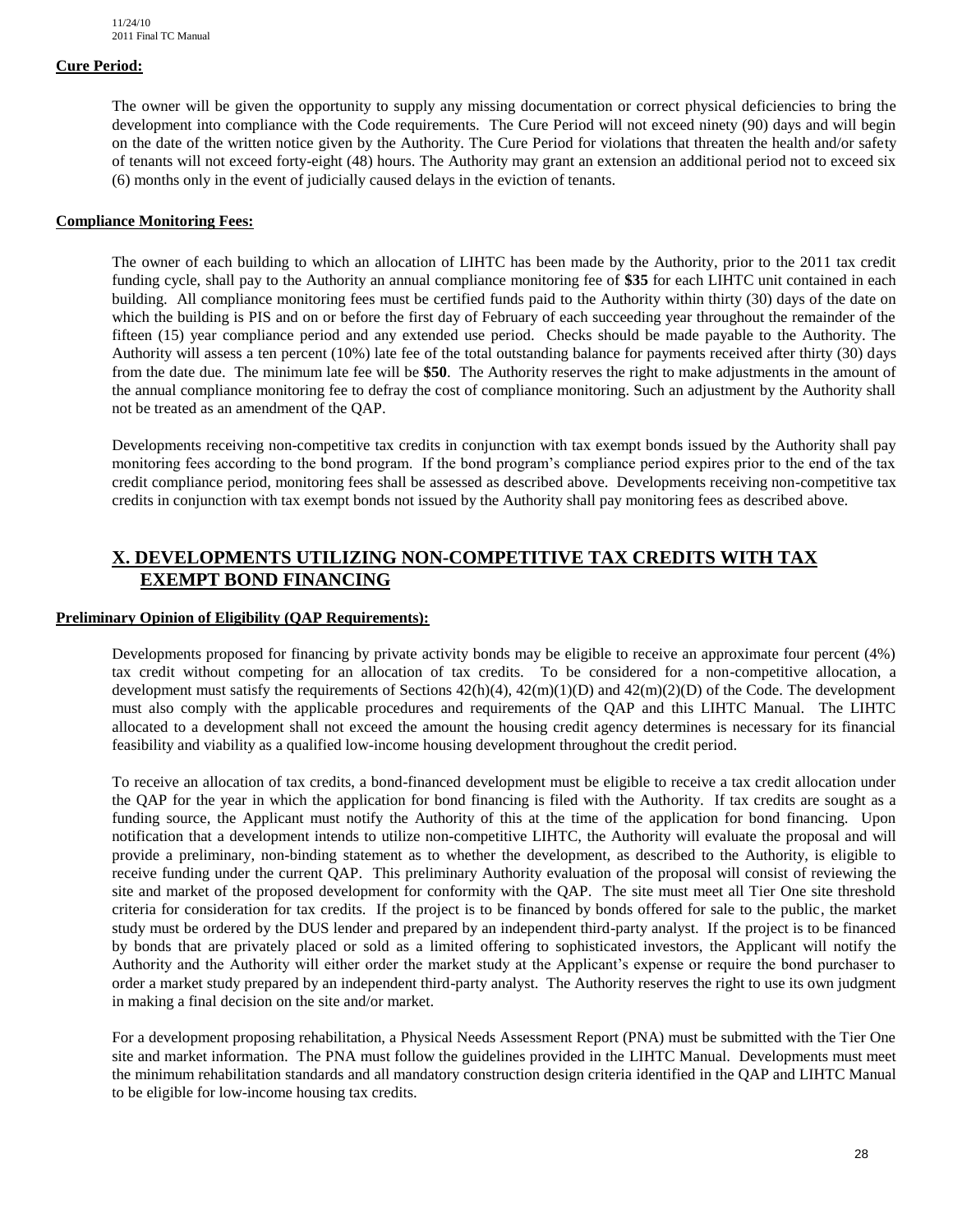**Cure Period:**

The owner will be given the opportunity to supply any missing documentation or correct physical deficiencies to bring the development into compliance with the Code requirements. The Cure Period will not exceed ninety (90) days and will begin on the date of the written notice given by the Authority. The Cure Period for violations that threaten the health and/or safety of tenants will not exceed forty-eight (48) hours. The Authority may grant an extension an additional period not to exceed six (6) months only in the event of judicially caused delays in the eviction of tenants.

**Compliance Monitoring Fees:**

The owner of each building to which an allocation of LIHTC has been made by the Authority, prior to the 2011 tax credit funding cycle, shall pay to the Authority an annual compliance monitoring fee of **$35** for each LIHTC unit contained in each building. All compliance monitoring fees must be certified funds paid to the Authority within thirty (30) days of the date on which the building is PIS and on or before the first day of February of each succeeding year throughout the remainder of the fifteen (15) year compliance period and any extended use period. Checks should be made payable to the Authority. The Authority will assess a ten percent (10%) late fee of the total outstanding balance for payments received after thirty (30) days from the date due. The minimum late fee will be **$50**. The Authority reserves the right to make adjustments in the amount of the annual compliance monitoring fee to defray the cost of compliance monitoring. Such an adjustment by the Authority shall not be treated as an amendment of the QAP.

Developments receiving non-competitive tax credits in conjunction with tax exempt bonds issued by the Authority shall pay monitoring fees according to the bond program. If the bond program's compliance period expires prior to the end of the tax credit compliance period, monitoring fees shall be assessed as described above. Developments receiving non-competitive tax credits in conjunction with tax exempt bonds not issued by the Authority shall pay monitoring fees as described above.

## X. DEVELOPMENTS UTILIZING NON-COMPETITIVE TAX CREDITS WITH TAX EXEMPT BOND FINANCING

**Preliminary Opinion of Eligibility (QAP Requirements):**

Developments proposed for financing by private activity bonds may be eligible to receive an approximate four percent (4%) tax credit without competing for an allocation of tax credits. To be considered for a non-competitive allocation, a development must satisfy the requirements of Sections 42(h)(4), 42(m)(1)(D) and 42(m)(2)(D) of the Code. The development must also comply with the applicable procedures and requirements of the QAP and this LIHTC Manual. The LIHTC allocated to a development shall not exceed the amount the housing credit agency determines is necessary for its financial feasibility and viability as a qualified low-income housing development throughout the credit period.

To receive an allocation of tax credits, a bond-financed development must be eligible to receive a tax credit allocation under the QAP for the year in which the application for bond financing is filed with the Authority. If tax credits are sought as a funding source, the Applicant must notify the Authority of this at the time of the application for bond financing. Upon notification that a development intends to utilize non-competitive LIHTC, the Authority will evaluate the proposal and will provide a preliminary, non-binding statement as to whether the development, as described to the Authority, is eligible to receive funding under the current QAP. This preliminary Authority evaluation of the proposal will consist of reviewing the site and market of the proposed development for conformity with the QAP. The site must meet all Tier One site threshold criteria for consideration for tax credits. If the project is to be financed by bonds offered for sale to the public, the market study must be ordered by the DUS lender and prepared by an independent third-party analyst. If the project is to be financed by bonds that are privately placed or sold as a limited offering to sophisticated investors, the Applicant will notify the Authority and the Authority will either order the market study at the Applicant's expense or require the bond purchaser to order a market study prepared by an independent third-party analyst. The Authority reserves the right to use its own judgment in making a final decision on the site and/or market.

For a development proposing rehabilitation, a Physical Needs Assessment Report (PNA) must be submitted with the Tier One site and market information. The PNA must follow the guidelines provided in the LIHTC Manual. Developments must meet the minimum rehabilitation standards and all mandatory construction design criteria identified in the QAP and LIHTC Manual to be eligible for low-income housing tax credits.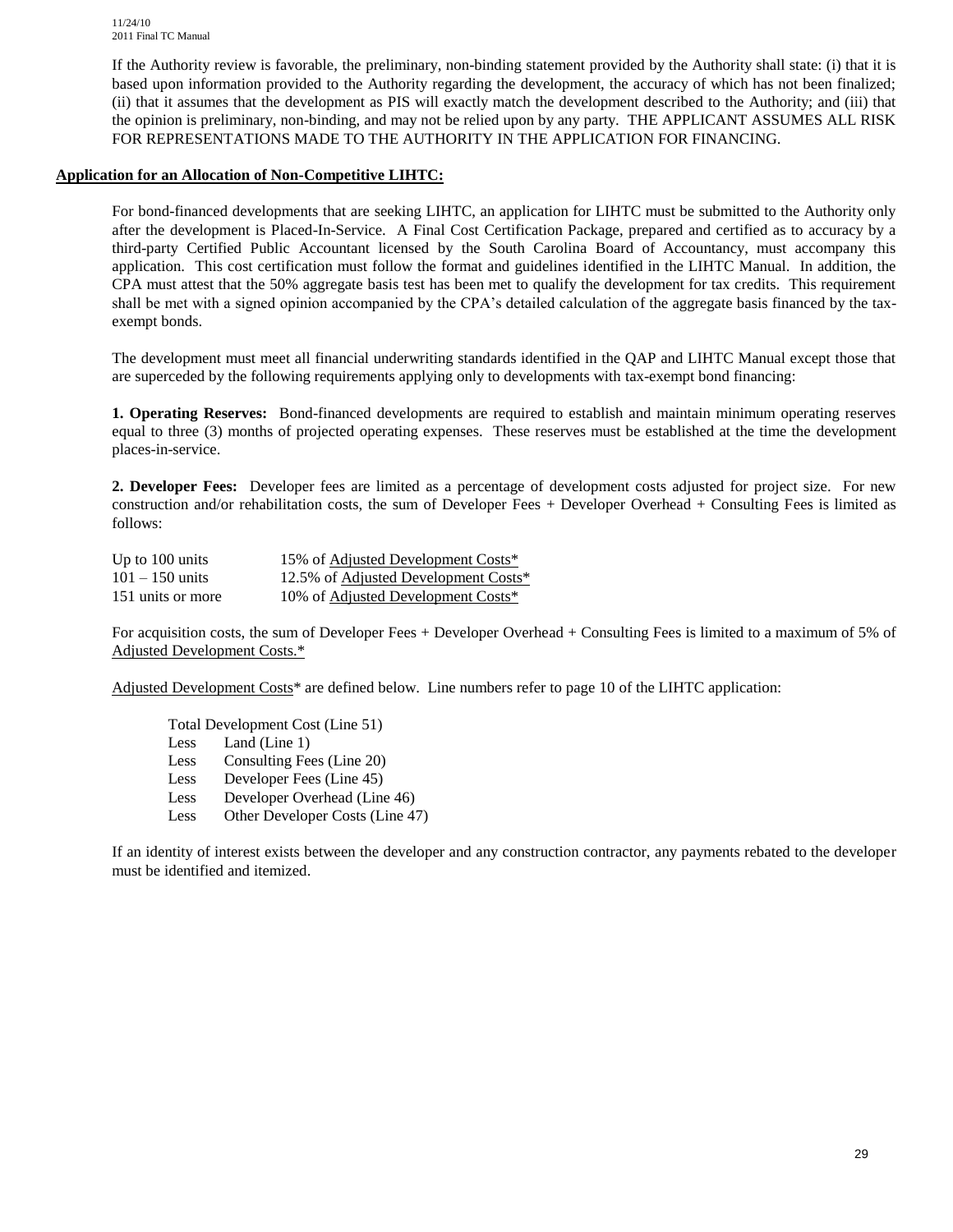If the Authority review is favorable, the preliminary, non-binding statement provided by the Authority shall state: (i) that it is based upon information provided to the Authority regarding the development, the accuracy of which has not been finalized; (ii) that it assumes that the development as PIS will exactly match the development described to the Authority; and (iii) that the opinion is preliminary, non-binding, and may not be relied upon by any party. THE APPLICANT ASSUMES ALL RISK FOR REPRESENTATIONS MADE TO THE AUTHORITY IN THE APPLICATION FOR FINANCING.

**Application for an Allocation of Non-Competitive LIHTC:**

For bond-financed developments that are seeking LIHTC, an application for LIHTC must be submitted to the Authority only after the development is Placed-In-Service. A Final Cost Certification Package, prepared and certified as to accuracy by a third-party Certified Public Accountant licensed by the South Carolina Board of Accountancy, must accompany this application. This cost certification must follow the format and guidelines identified in the LIHTC Manual. In addition, the CPA must attest that the 50% aggregate basis test has been met to qualify the development for tax credits. This requirement shall be met with a signed opinion accompanied by the CPA's detailed calculation of the aggregate basis financed by the tax-exempt bonds.

The development must meet all financial underwriting standards identified in the QAP and LIHTC Manual except those that are superceded by the following requirements applying only to developments with tax-exempt bond financing:

**1. Operating Reserves:** Bond-financed developments are required to establish and maintain minimum operating reserves equal to three (3) months of projected operating expenses. These reserves must be established at the time the development places-in-service.

**2. Developer Fees:** Developer fees are limited as a percentage of development costs adjusted for project size. For new construction and/or rehabilitation costs, the sum of Developer Fees + Developer Overhead + Consulting Fees is limited as follows:

| | |
|---|---|
| Up to 100 units | 15% of Adjusted Development Costs* |
| 101 – 150 units | 12.5% of Adjusted Development Costs* |
| 151 units or more | 10% of Adjusted Development Costs* |

For acquisition costs, the sum of Developer Fees + Developer Overhead + Consulting Fees is limited to a maximum of 5% of Adjusted Development Costs.*

Adjusted Development Costs* are defined below. Line numbers refer to page 10 of the LIHTC application:

Total Development Cost (Line 51)
Less Land (Line 1)
Less Consulting Fees (Line 20)
Less Developer Fees (Line 45)
Less Developer Overhead (Line 46)
Less Other Developer Costs (Line 47)

If an identity of interest exists between the developer and any construction contractor, any payments rebated to the developer must be identified and itemized.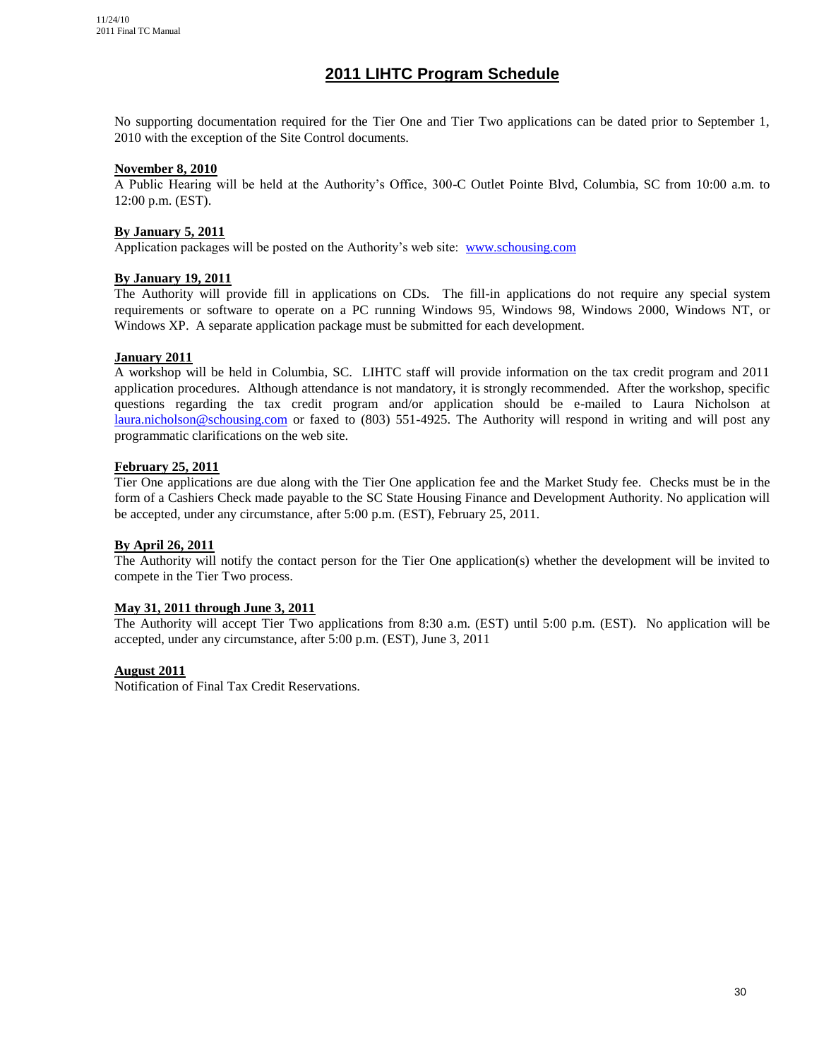# 2011 LIHTC Program Schedule

No supporting documentation required for the Tier One and Tier Two applications can be dated prior to September 1, 2010 with the exception of the Site Control documents.

**November 8, 2010**
A Public Hearing will be held at the Authority's Office, 300-C Outlet Pointe Blvd, Columbia, SC from 10:00 a.m. to 12:00 p.m. (EST).

**By January 5, 2011**
Application packages will be posted on the Authority's web site: www.schousing.com

**By January 19, 2011**
The Authority will provide fill in applications on CDs. The fill-in applications do not require any special system requirements or software to operate on a PC running Windows 95, Windows 98, Windows 2000, Windows NT, or Windows XP. A separate application package must be submitted for each development.

**January 2011**
A workshop will be held in Columbia, SC. LIHTC staff will provide information on the tax credit program and 2011 application procedures. Although attendance is not mandatory, it is strongly recommended. After the workshop, specific questions regarding the tax credit program and/or application should be e-mailed to Laura Nicholson at laura.nicholson@schousing.com or faxed to (803) 551-4925. The Authority will respond in writing and will post any programmatic clarifications on the web site.

**February 25, 2011**
Tier One applications are due along with the Tier One application fee and the Market Study fee. Checks must be in the form of a Cashiers Check made payable to the SC State Housing Finance and Development Authority. No application will be accepted, under any circumstance, after 5:00 p.m. (EST), February 25, 2011.

**By April 26, 2011**
The Authority will notify the contact person for the Tier One application(s) whether the development will be invited to compete in the Tier Two process.

**May 31, 2011 through June 3, 2011**
The Authority will accept Tier Two applications from 8:30 a.m. (EST) until 5:00 p.m. (EST). No application will be accepted, under any circumstance, after 5:00 p.m. (EST), June 3, 2011

**August 2011**
Notification of Final Tax Credit Reservations.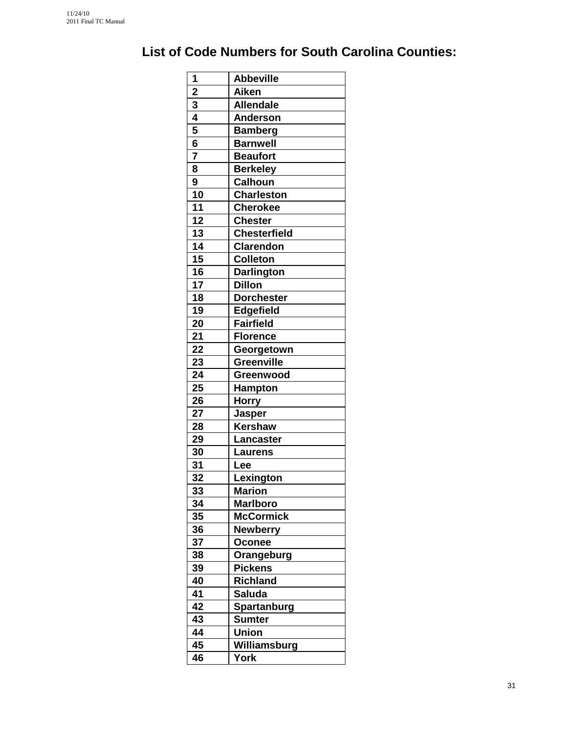# List of Code Numbers for South Carolina Counties:

| | |
|---|---|
| 1 | Abbeville |
| 2 | Aiken |
| 3 | Allendale |
| 4 | Anderson |
| 5 | Bamberg |
| 6 | Barnwell |
| 7 | Beaufort |
| 8 | Berkeley |
| 9 | Calhoun |
| 10 | Charleston |
| 11 | Cherokee |
| 12 | Chester |
| 13 | Chesterfield |
| 14 | Clarendon |
| 15 | Colleton |
| 16 | Darlington |
| 17 | Dillon |
| 18 | Dorchester |
| 19 | Edgefield |
| 20 | Fairfield |
| 21 | Florence |
| 22 | Georgetown |
| 23 | Greenville |
| 24 | Greenwood |
| 25 | Hampton |
| 26 | Horry |
| 27 | Jasper |
| 28 | Kershaw |
| 29 | Lancaster |
| 30 | Laurens |
| 31 | Lee |
| 32 | Lexington |
| 33 | Marion |
| 34 | Marlboro |
| 35 | McCormick |
| 36 | Newberry |
| 37 | Oconee |
| 38 | Orangeburg |
| 39 | Pickens |
| 40 | Richland |
| 41 | Saluda |
| 42 | Spartanburg |
| 43 | Sumter |
| 44 | Union |
| 45 | Williamsburg |
| 46 | York |